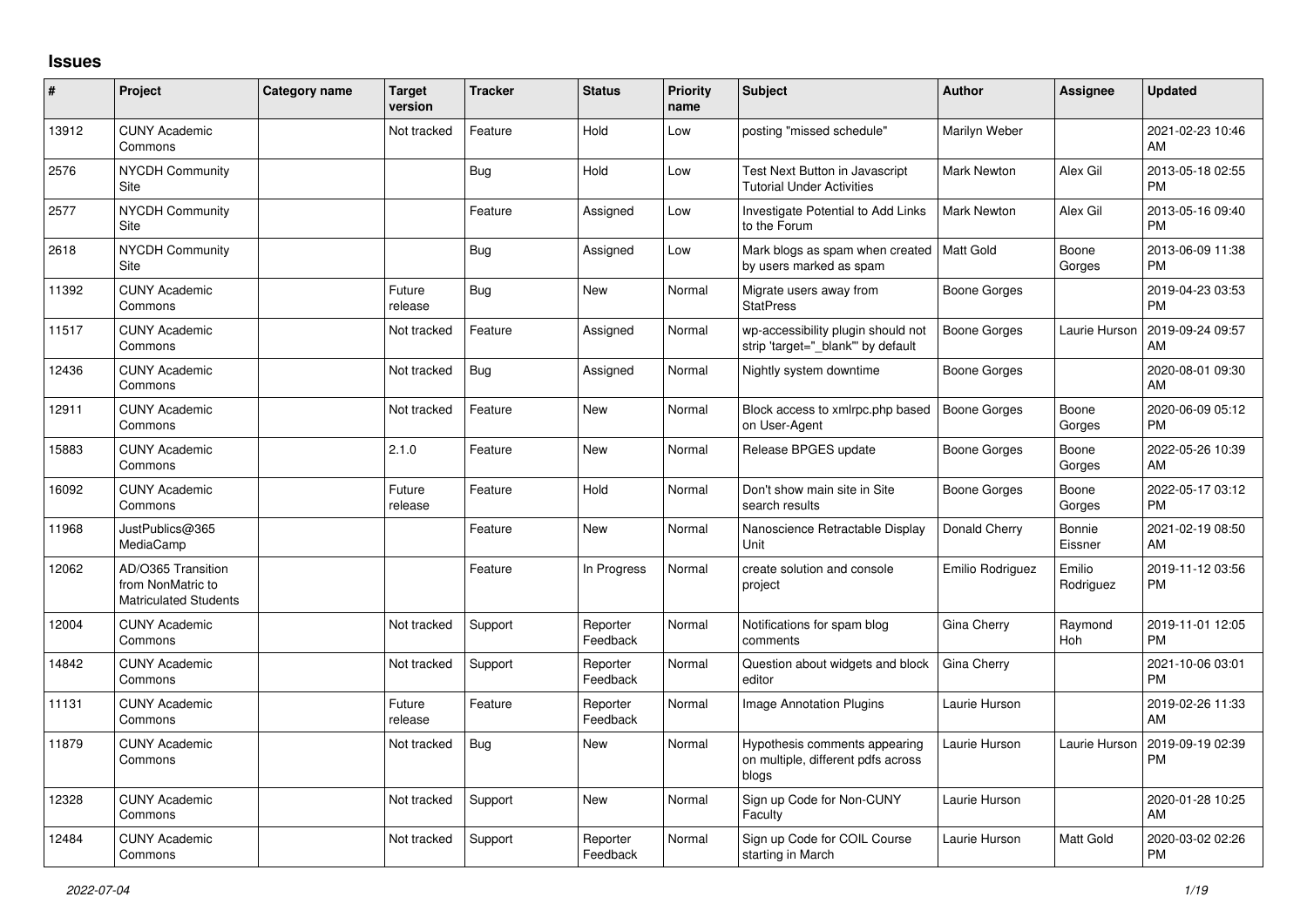## Issues

| # | Project | Category name | Target version | Tracker | Status | Priority name | Subject | Author | Assignee | Updated |
|---|---|---|---|---|---|---|---|---|---|---|
| 13912 | CUNY Academic Commons | | Not tracked | Feature | Hold | Low | posting "missed schedule" | Marilyn Weber | | 2021-02-23 10:46 AM |
| 2576 | NYCDH Community Site | | | Bug | Hold | Low | Test Next Button in Javascript Tutorial Under Activities | Mark Newton | Alex Gil | 2013-05-18 02:55 PM |
| 2577 | NYCDH Community Site | | | Feature | Assigned | Low | Investigate Potential to Add Links to the Forum | Mark Newton | Alex Gil | 2013-05-16 09:40 PM |
| 2618 | NYCDH Community Site | | | Bug | Assigned | Low | Mark blogs as spam when created by users marked as spam | Matt Gold | Boone Gorges | 2013-06-09 11:38 PM |
| 11392 | CUNY Academic Commons | | Future release | Bug | New | Normal | Migrate users away from StatPress | Boone Gorges | | 2019-04-23 03:53 PM |
| 11517 | CUNY Academic Commons | | Not tracked | Feature | Assigned | Normal | wp-accessibility plugin should not strip 'target="_blank"' by default | Boone Gorges | Laurie Hurson | 2019-09-24 09:57 AM |
| 12436 | CUNY Academic Commons | | Not tracked | Bug | Assigned | Normal | Nightly system downtime | Boone Gorges | | 2020-08-01 09:30 AM |
| 12911 | CUNY Academic Commons | | Not tracked | Feature | New | Normal | Block access to xmlrpc.php based on User-Agent | Boone Gorges | Boone Gorges | 2020-06-09 05:12 PM |
| 15883 | CUNY Academic Commons | | 2.1.0 | Feature | New | Normal | Release BPGES update | Boone Gorges | Boone Gorges | 2022-05-26 10:39 AM |
| 16092 | CUNY Academic Commons | | Future release | Feature | Hold | Normal | Don't show main site in Site search results | Boone Gorges | Boone Gorges | 2022-05-17 03:12 PM |
| 11968 | JustPublics@365 MediaCamp | | | Feature | New | Normal | Nanoscience Retractable Display Unit | Donald Cherry | Bonnie Eissner | 2021-02-19 08:50 AM |
| 12062 | AD/O365 Transition from NonMatric to Matriculated Students | | | Feature | In Progress | Normal | create solution and console project | Emilio Rodriguez | Emilio Rodriguez | 2019-11-12 03:56 PM |
| 12004 | CUNY Academic Commons | | Not tracked | Support | Reporter Feedback | Normal | Notifications for spam blog comments | Gina Cherry | Raymond Hoh | 2019-11-01 12:05 PM |
| 14842 | CUNY Academic Commons | | Not tracked | Support | Reporter Feedback | Normal | Question about widgets and block editor | Gina Cherry | | 2021-10-06 03:01 PM |
| 11131 | CUNY Academic Commons | | Future release | Feature | Reporter Feedback | Normal | Image Annotation Plugins | Laurie Hurson | | 2019-02-26 11:33 AM |
| 11879 | CUNY Academic Commons | | Not tracked | Bug | New | Normal | Hypothesis comments appearing on multiple, different pdfs across blogs | Laurie Hurson | Laurie Hurson | 2019-09-19 02:39 PM |
| 12328 | CUNY Academic Commons | | Not tracked | Support | New | Normal | Sign up Code for Non-CUNY Faculty | Laurie Hurson | | 2020-01-28 10:25 AM |
| 12484 | CUNY Academic Commons | | Not tracked | Support | Reporter Feedback | Normal | Sign up Code for COIL Course starting in March | Laurie Hurson | Matt Gold | 2020-03-02 02:26 PM |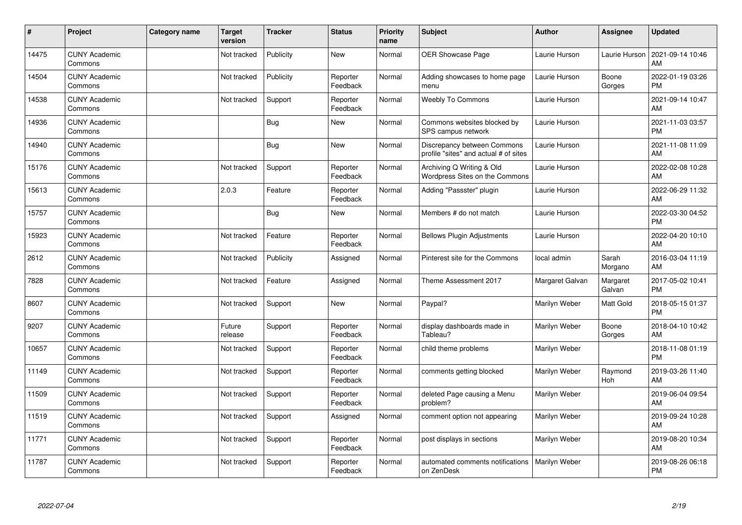| # | Project | Category name | Target version | Tracker | Status | Priority name | Subject | Author | Assignee | Updated |
|---|---|---|---|---|---|---|---|---|---|---|
| 14475 | CUNY Academic Commons | | Not tracked | Publicity | New | Normal | OER Showcase Page | Laurie Hurson | Laurie Hurson | 2021-09-14 10:46 AM |
| 14504 | CUNY Academic Commons | | Not tracked | Publicity | Reporter Feedback | Normal | Adding showcases to home page menu | Laurie Hurson | Boone Gorges | 2022-01-19 03:26 PM |
| 14538 | CUNY Academic Commons | | Not tracked | Support | Reporter Feedback | Normal | Weebly To Commons | Laurie Hurson | | 2021-09-14 10:47 AM |
| 14936 | CUNY Academic Commons | | | Bug | New | Normal | Commons websites blocked by SPS campus network | Laurie Hurson | | 2021-11-03 03:57 PM |
| 14940 | CUNY Academic Commons | | | Bug | New | Normal | Discrepancy between Commons profile "sites" and actual # of sites | Laurie Hurson | | 2021-11-08 11:09 AM |
| 15176 | CUNY Academic Commons | | Not tracked | Support | Reporter Feedback | Normal | Archiving Q Writing & Old Wordpress Sites on the Commons | Laurie Hurson | | 2022-02-08 10:28 AM |
| 15613 | CUNY Academic Commons | | 2.0.3 | Feature | Reporter Feedback | Normal | Adding "Passster" plugin | Laurie Hurson | | 2022-06-29 11:32 AM |
| 15757 | CUNY Academic Commons | | | Bug | New | Normal | Members # do not match | Laurie Hurson | | 2022-03-30 04:52 PM |
| 15923 | CUNY Academic Commons | | Not tracked | Feature | Reporter Feedback | Normal | Bellows Plugin Adjustments | Laurie Hurson | | 2022-04-20 10:10 AM |
| 2612 | CUNY Academic Commons | | Not tracked | Publicity | Assigned | Normal | Pinterest site for the Commons | local admin | Sarah Morgano | 2016-03-04 11:19 AM |
| 7828 | CUNY Academic Commons | | Not tracked | Feature | Assigned | Normal | Theme Assessment 2017 | Margaret Galvan | Margaret Galvan | 2017-05-02 10:41 PM |
| 8607 | CUNY Academic Commons | | Not tracked | Support | New | Normal | Paypal? | Marilyn Weber | Matt Gold | 2018-05-15 01:37 PM |
| 9207 | CUNY Academic Commons | | Future release | Support | Reporter Feedback | Normal | display dashboards made in Tableau? | Marilyn Weber | Boone Gorges | 2018-04-10 10:42 AM |
| 10657 | CUNY Academic Commons | | Not tracked | Support | Reporter Feedback | Normal | child theme problems | Marilyn Weber | | 2018-11-08 01:19 PM |
| 11149 | CUNY Academic Commons | | Not tracked | Support | Reporter Feedback | Normal | comments getting blocked | Marilyn Weber | Raymond Hoh | 2019-03-26 11:40 AM |
| 11509 | CUNY Academic Commons | | Not tracked | Support | Reporter Feedback | Normal | deleted Page causing a Menu problem? | Marilyn Weber | | 2019-06-04 09:54 AM |
| 11519 | CUNY Academic Commons | | Not tracked | Support | Assigned | Normal | comment option not appearing | Marilyn Weber | | 2019-09-24 10:28 AM |
| 11771 | CUNY Academic Commons | | Not tracked | Support | Reporter Feedback | Normal | post displays in sections | Marilyn Weber | | 2019-08-20 10:34 AM |
| 11787 | CUNY Academic Commons | | Not tracked | Support | Reporter Feedback | Normal | automated comments notifications on ZenDesk | Marilyn Weber | | 2019-08-26 06:18 PM |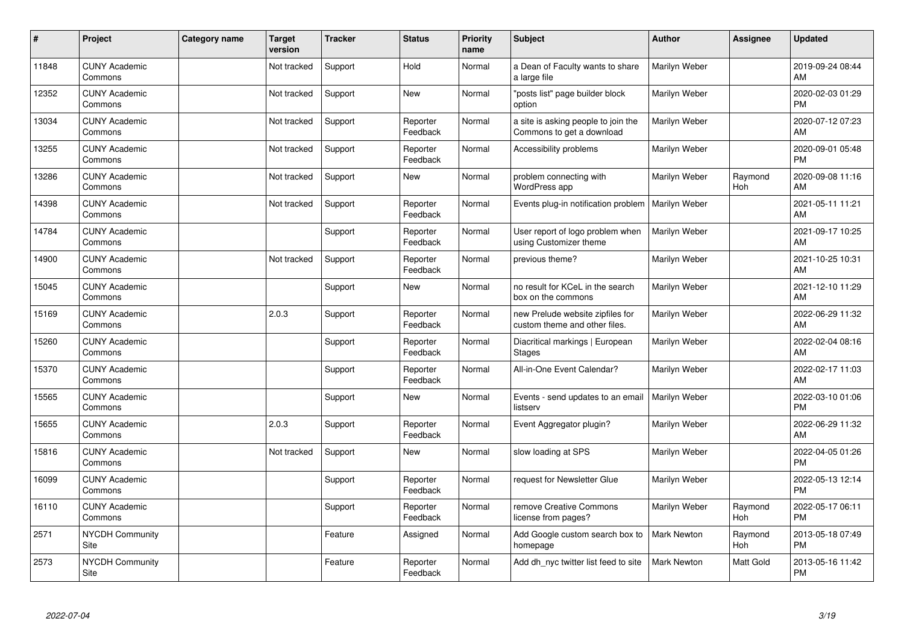| # | Project | Category name | Target version | Tracker | Status | Priority name | Subject | Author | Assignee | Updated |
|---|---|---|---|---|---|---|---|---|---|---|
| 11848 | CUNY Academic Commons | | Not tracked | Support | Hold | Normal | a Dean of Faculty wants to share a large file | Marilyn Weber | | 2019-09-24 08:44 AM |
| 12352 | CUNY Academic Commons | | Not tracked | Support | New | Normal | "posts list" page builder block option | Marilyn Weber | | 2020-02-03 01:29 PM |
| 13034 | CUNY Academic Commons | | Not tracked | Support | Reporter Feedback | Normal | a site is asking people to join the Commons to get a download | Marilyn Weber | | 2020-07-12 07:23 AM |
| 13255 | CUNY Academic Commons | | Not tracked | Support | Reporter Feedback | Normal | Accessibility problems | Marilyn Weber | | 2020-09-01 05:48 PM |
| 13286 | CUNY Academic Commons | | Not tracked | Support | New | Normal | problem connecting with WordPress app | Marilyn Weber | Raymond Hoh | 2020-09-08 11:16 AM |
| 14398 | CUNY Academic Commons | | Not tracked | Support | Reporter Feedback | Normal | Events plug-in notification problem | Marilyn Weber | | 2021-05-11 11:21 AM |
| 14784 | CUNY Academic Commons | | | Support | Reporter Feedback | Normal | User report of logo problem when using Customizer theme | Marilyn Weber | | 2021-09-17 10:25 AM |
| 14900 | CUNY Academic Commons | | Not tracked | Support | Reporter Feedback | Normal | previous theme? | Marilyn Weber | | 2021-10-25 10:31 AM |
| 15045 | CUNY Academic Commons | | | Support | New | Normal | no result for KCeL in the search box on the commons | Marilyn Weber | | 2021-12-10 11:29 AM |
| 15169 | CUNY Academic Commons | | 2.0.3 | Support | Reporter Feedback | Normal | new Prelude website zipfiles for custom theme and other files. | Marilyn Weber | | 2022-06-29 11:32 AM |
| 15260 | CUNY Academic Commons | | | Support | Reporter Feedback | Normal | Diacritical markings \| European Stages | Marilyn Weber | | 2022-02-04 08:16 AM |
| 15370 | CUNY Academic Commons | | | Support | Reporter Feedback | Normal | All-in-One Event Calendar? | Marilyn Weber | | 2022-02-17 11:03 AM |
| 15565 | CUNY Academic Commons | | | Support | New | Normal | Events - send updates to an email listserv | Marilyn Weber | | 2022-03-10 01:06 PM |
| 15655 | CUNY Academic Commons | | 2.0.3 | Support | Reporter Feedback | Normal | Event Aggregator plugin? | Marilyn Weber | | 2022-06-29 11:32 AM |
| 15816 | CUNY Academic Commons | | Not tracked | Support | New | Normal | slow loading at SPS | Marilyn Weber | | 2022-04-05 01:26 PM |
| 16099 | CUNY Academic Commons | | | Support | Reporter Feedback | Normal | request for Newsletter Glue | Marilyn Weber | | 2022-05-13 12:14 PM |
| 16110 | CUNY Academic Commons | | | Support | Reporter Feedback | Normal | remove Creative Commons license from pages? | Marilyn Weber | Raymond Hoh | 2022-05-17 06:11 PM |
| 2571 | NYCDH Community Site | | | Feature | Assigned | Normal | Add Google custom search box to homepage | Mark Newton | Raymond Hoh | 2013-05-18 07:49 PM |
| 2573 | NYCDH Community Site | | | Feature | Reporter Feedback | Normal | Add dh_nyc twitter list feed to site | Mark Newton | Matt Gold | 2013-05-16 11:42 PM |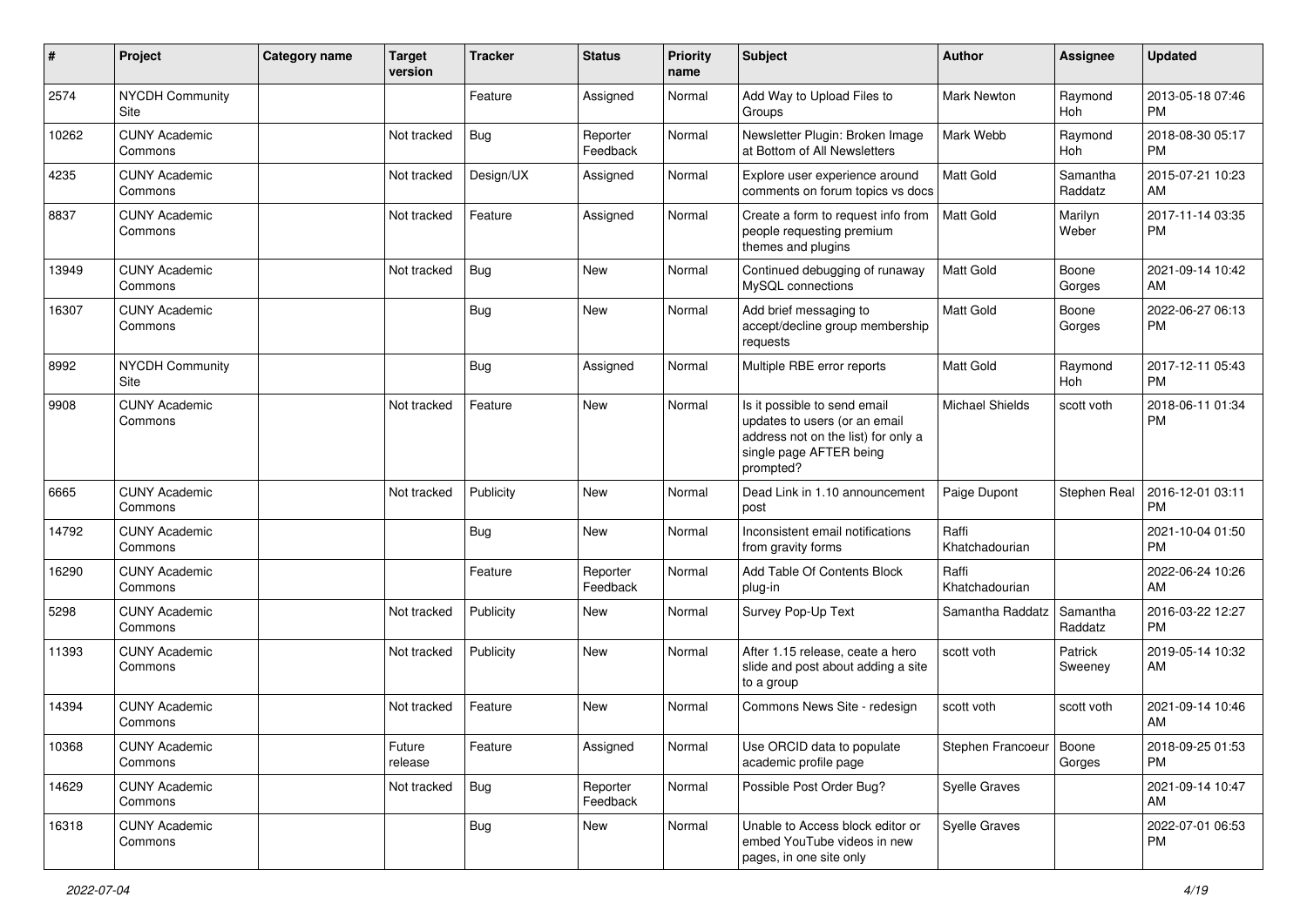| # | Project | Category name | Target version | Tracker | Status | Priority name | Subject | Author | Assignee | Updated |
|---|---|---|---|---|---|---|---|---|---|---|
| 2574 | NYCDH Community Site | | | Feature | Assigned | Normal | Add Way to Upload Files to Groups | Mark Newton | Raymond Hoh | 2013-05-18 07:46 PM |
| 10262 | CUNY Academic Commons | | Not tracked | Bug | Reporter Feedback | Normal | Newsletter Plugin: Broken Image at Bottom of All Newsletters | Mark Webb | Raymond Hoh | 2018-08-30 05:17 PM |
| 4235 | CUNY Academic Commons | | Not tracked | Design/UX | Assigned | Normal | Explore user experience around comments on forum topics vs docs | Matt Gold | Samantha Raddatz | 2015-07-21 10:23 AM |
| 8837 | CUNY Academic Commons | | Not tracked | Feature | Assigned | Normal | Create a form to request info from people requesting premium themes and plugins | Matt Gold | Marilyn Weber | 2017-11-14 03:35 PM |
| 13949 | CUNY Academic Commons | | Not tracked | Bug | New | Normal | Continued debugging of runaway MySQL connections | Matt Gold | Boone Gorges | 2021-09-14 10:42 AM |
| 16307 | CUNY Academic Commons | | | Bug | New | Normal | Add brief messaging to accept/decline group membership requests | Matt Gold | Boone Gorges | 2022-06-27 06:13 PM |
| 8992 | NYCDH Community Site | | | Bug | Assigned | Normal | Multiple RBE error reports | Matt Gold | Raymond Hoh | 2017-12-11 05:43 PM |
| 9908 | CUNY Academic Commons | | Not tracked | Feature | New | Normal | Is it possible to send email updates to users (or an email address not on the list) for only a single page AFTER being prompted? | Michael Shields | scott voth | 2018-06-11 01:34 PM |
| 6665 | CUNY Academic Commons | | Not tracked | Publicity | New | Normal | Dead Link in 1.10 announcement post | Paige Dupont | Stephen Real | 2016-12-01 03:11 PM |
| 14792 | CUNY Academic Commons | | | Bug | New | Normal | Inconsistent email notifications from gravity forms | Raffi Khatchadourian | | 2021-10-04 01:50 PM |
| 16290 | CUNY Academic Commons | | | Feature | Reporter Feedback | Normal | Add Table Of Contents Block plug-in | Raffi Khatchadourian | | 2022-06-24 10:26 AM |
| 5298 | CUNY Academic Commons | | Not tracked | Publicity | New | Normal | Survey Pop-Up Text | Samantha Raddatz | Samantha Raddatz | 2016-03-22 12:27 PM |
| 11393 | CUNY Academic Commons | | Not tracked | Publicity | New | Normal | After 1.15 release, ceate a hero slide and post about adding a site to a group | scott voth | Patrick Sweeney | 2019-05-14 10:32 AM |
| 14394 | CUNY Academic Commons | | Not tracked | Feature | New | Normal | Commons News Site - redesign | scott voth | scott voth | 2021-09-14 10:46 AM |
| 10368 | CUNY Academic Commons | | Future release | Feature | Assigned | Normal | Use ORCID data to populate academic profile page | Stephen Francoeur | Boone Gorges | 2018-09-25 01:53 PM |
| 14629 | CUNY Academic Commons | | Not tracked | Bug | Reporter Feedback | Normal | Possible Post Order Bug? | Syelle Graves | | 2021-09-14 10:47 AM |
| 16318 | CUNY Academic Commons | | | Bug | New | Normal | Unable to Access block editor or embed YouTube videos in new pages, in one site only | Syelle Graves | | 2022-07-01 06:53 PM |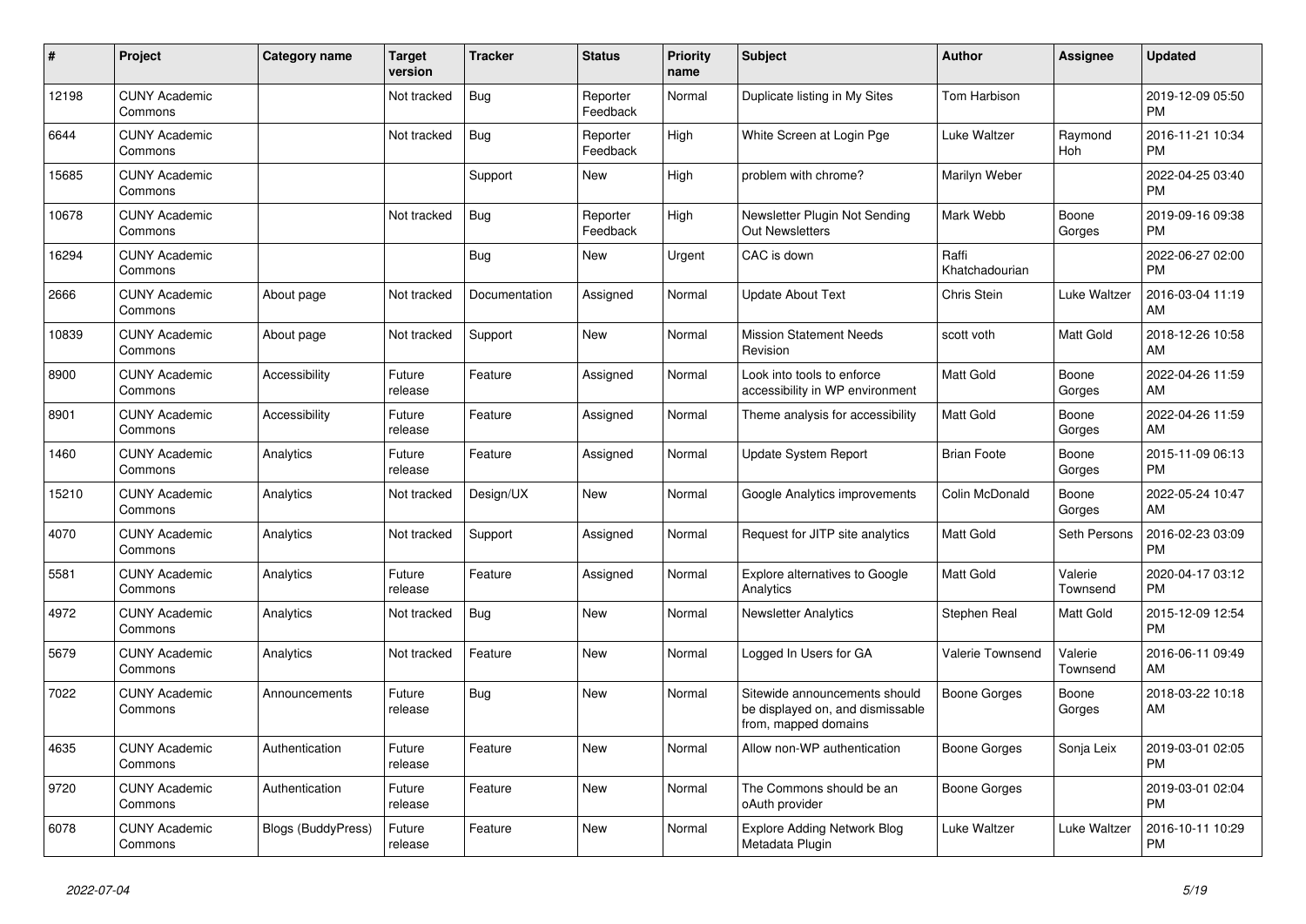| # | Project | Category name | Target version | Tracker | Status | Priority name | Subject | Author | Assignee | Updated |
|---|---|---|---|---|---|---|---|---|---|---|
| 12198 | CUNY Academic Commons | | Not tracked | Bug | Reporter Feedback | Normal | Duplicate listing in My Sites | Tom Harbison | | 2019-12-09 05:50 PM |
| 6644 | CUNY Academic Commons | | Not tracked | Bug | Reporter Feedback | High | White Screen at Login Pge | Luke Waltzer | Raymond Hoh | 2016-11-21 10:34 PM |
| 15685 | CUNY Academic Commons | | | Support | New | High | problem with chrome? | Marilyn Weber | | 2022-04-25 03:40 PM |
| 10678 | CUNY Academic Commons | | Not tracked | Bug | Reporter Feedback | High | Newsletter Plugin Not Sending Out Newsletters | Mark Webb | Boone Gorges | 2019-09-16 09:38 PM |
| 16294 | CUNY Academic Commons | | | Bug | New | Urgent | CAC is down | Raffi Khatchadourian | | 2022-06-27 02:00 PM |
| 2666 | CUNY Academic Commons | About page | Not tracked | Documentation | Assigned | Normal | Update About Text | Chris Stein | Luke Waltzer | 2016-03-04 11:19 AM |
| 10839 | CUNY Academic Commons | About page | Not tracked | Support | New | Normal | Mission Statement Needs Revision | scott voth | Matt Gold | 2018-12-26 10:58 AM |
| 8900 | CUNY Academic Commons | Accessibility | Future release | Feature | Assigned | Normal | Look into tools to enforce accessibility in WP environment | Matt Gold | Boone Gorges | 2022-04-26 11:59 AM |
| 8901 | CUNY Academic Commons | Accessibility | Future release | Feature | Assigned | Normal | Theme analysis for accessibility | Matt Gold | Boone Gorges | 2022-04-26 11:59 AM |
| 1460 | CUNY Academic Commons | Analytics | Future release | Feature | Assigned | Normal | Update System Report | Brian Foote | Boone Gorges | 2015-11-09 06:13 PM |
| 15210 | CUNY Academic Commons | Analytics | Not tracked | Design/UX | New | Normal | Google Analytics improvements | Colin McDonald | Boone Gorges | 2022-05-24 10:47 AM |
| 4070 | CUNY Academic Commons | Analytics | Not tracked | Support | Assigned | Normal | Request for JITP site analytics | Matt Gold | Seth Persons | 2016-02-23 03:09 PM |
| 5581 | CUNY Academic Commons | Analytics | Future release | Feature | Assigned | Normal | Explore alternatives to Google Analytics | Matt Gold | Valerie Townsend | 2020-04-17 03:12 PM |
| 4972 | CUNY Academic Commons | Analytics | Not tracked | Bug | New | Normal | Newsletter Analytics | Stephen Real | Matt Gold | 2015-12-09 12:54 PM |
| 5679 | CUNY Academic Commons | Analytics | Not tracked | Feature | New | Normal | Logged In Users for GA | Valerie Townsend | Valerie Townsend | 2016-06-11 09:49 AM |
| 7022 | CUNY Academic Commons | Announcements | Future release | Bug | New | Normal | Sitewide announcements should be displayed on, and dismissable from, mapped domains | Boone Gorges | Boone Gorges | 2018-03-22 10:18 AM |
| 4635 | CUNY Academic Commons | Authentication | Future release | Feature | New | Normal | Allow non-WP authentication | Boone Gorges | Sonja Leix | 2019-03-01 02:05 PM |
| 9720 | CUNY Academic Commons | Authentication | Future release | Feature | New | Normal | The Commons should be an oAuth provider | Boone Gorges | | 2019-03-01 02:04 PM |
| 6078 | CUNY Academic Commons | Blogs (BuddyPress) | Future release | Feature | New | Normal | Explore Adding Network Blog Metadata Plugin | Luke Waltzer | Luke Waltzer | 2016-10-11 10:29 PM |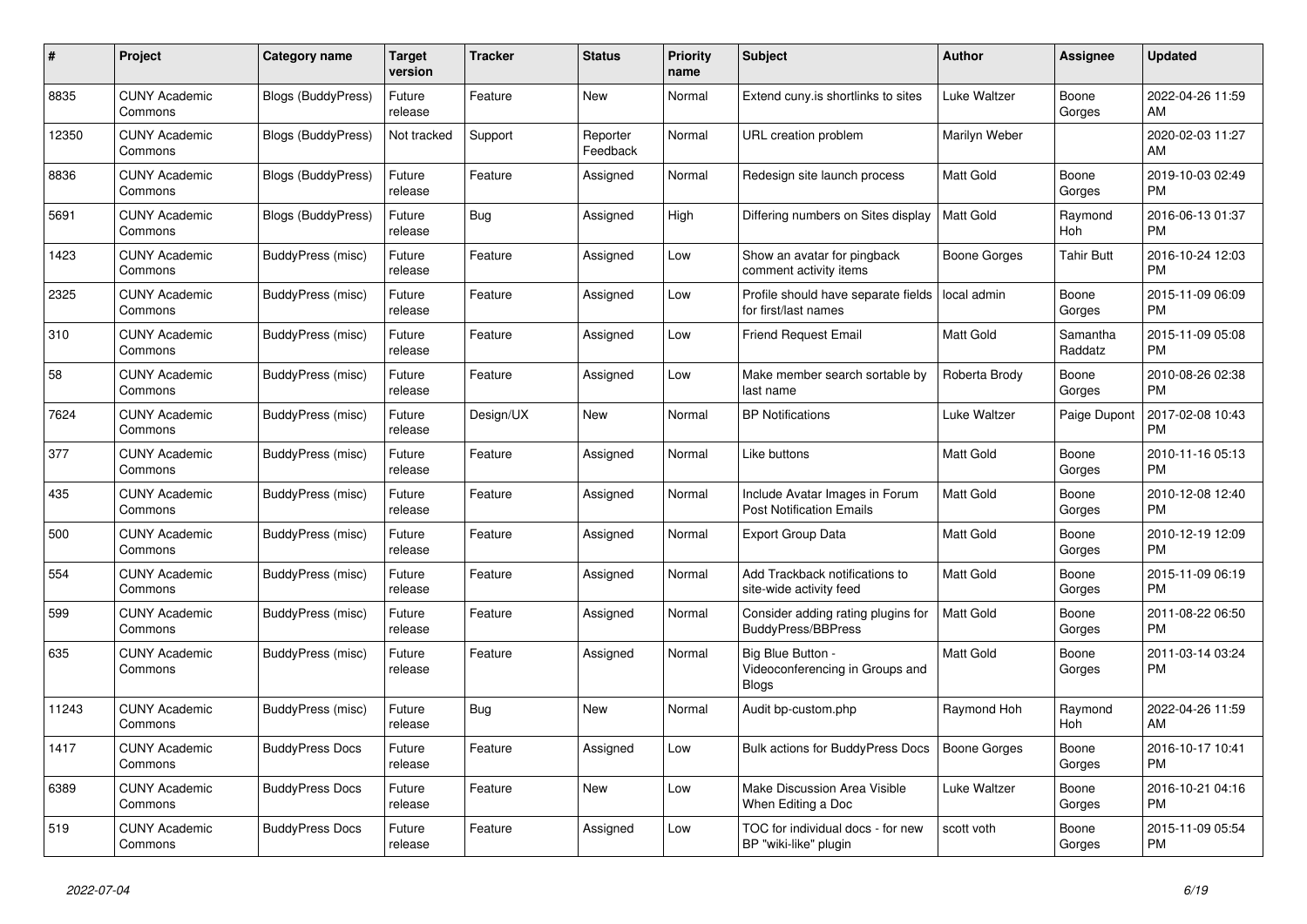| # | Project | Category name | Target version | Tracker | Status | Priority name | Subject | Author | Assignee | Updated |
|---|---|---|---|---|---|---|---|---|---|---|
| 8835 | CUNY Academic Commons | Blogs (BuddyPress) | Future release | Feature | New | Normal | Extend cuny.is shortlinks to sites | Luke Waltzer | Boone Gorges | 2022-04-26 11:59 AM |
| 12350 | CUNY Academic Commons | Blogs (BuddyPress) | Not tracked | Support | Reporter Feedback | Normal | URL creation problem | Marilyn Weber | | 2020-02-03 11:27 AM |
| 8836 | CUNY Academic Commons | Blogs (BuddyPress) | Future release | Feature | Assigned | Normal | Redesign site launch process | Matt Gold | Boone Gorges | 2019-10-03 02:49 PM |
| 5691 | CUNY Academic Commons | Blogs (BuddyPress) | Future release | Bug | Assigned | High | Differing numbers on Sites display | Matt Gold | Raymond Hoh | 2016-06-13 01:37 PM |
| 1423 | CUNY Academic Commons | BuddyPress (misc) | Future release | Feature | Assigned | Low | Show an avatar for pingback comment activity items | Boone Gorges | Tahir Butt | 2016-10-24 12:03 PM |
| 2325 | CUNY Academic Commons | BuddyPress (misc) | Future release | Feature | Assigned | Low | Profile should have separate fields for first/last names | local admin | Boone Gorges | 2015-11-09 06:09 PM |
| 310 | CUNY Academic Commons | BuddyPress (misc) | Future release | Feature | Assigned | Low | Friend Request Email | Matt Gold | Samantha Raddatz | 2015-11-09 05:08 PM |
| 58 | CUNY Academic Commons | BuddyPress (misc) | Future release | Feature | Assigned | Low | Make member search sortable by last name | Roberta Brody | Boone Gorges | 2010-08-26 02:38 PM |
| 7624 | CUNY Academic Commons | BuddyPress (misc) | Future release | Design/UX | New | Normal | BP Notifications | Luke Waltzer | Paige Dupont | 2017-02-08 10:43 PM |
| 377 | CUNY Academic Commons | BuddyPress (misc) | Future release | Feature | Assigned | Normal | Like buttons | Matt Gold | Boone Gorges | 2010-11-16 05:13 PM |
| 435 | CUNY Academic Commons | BuddyPress (misc) | Future release | Feature | Assigned | Normal | Include Avatar Images in Forum Post Notification Emails | Matt Gold | Boone Gorges | 2010-12-08 12:40 PM |
| 500 | CUNY Academic Commons | BuddyPress (misc) | Future release | Feature | Assigned | Normal | Export Group Data | Matt Gold | Boone Gorges | 2010-12-19 12:09 PM |
| 554 | CUNY Academic Commons | BuddyPress (misc) | Future release | Feature | Assigned | Normal | Add Trackback notifications to site-wide activity feed | Matt Gold | Boone Gorges | 2015-11-09 06:19 PM |
| 599 | CUNY Academic Commons | BuddyPress (misc) | Future release | Feature | Assigned | Normal | Consider adding rating plugins for BuddyPress/BBPress | Matt Gold | Boone Gorges | 2011-08-22 06:50 PM |
| 635 | CUNY Academic Commons | BuddyPress (misc) | Future release | Feature | Assigned | Normal | Big Blue Button - Videoconferencing in Groups and Blogs | Matt Gold | Boone Gorges | 2011-03-14 03:24 PM |
| 11243 | CUNY Academic Commons | BuddyPress (misc) | Future release | Bug | New | Normal | Audit bp-custom.php | Raymond Hoh | Raymond Hoh | 2022-04-26 11:59 AM |
| 1417 | CUNY Academic Commons | BuddyPress Docs | Future release | Feature | Assigned | Low | Bulk actions for BuddyPress Docs | Boone Gorges | Boone Gorges | 2016-10-17 10:41 PM |
| 6389 | CUNY Academic Commons | BuddyPress Docs | Future release | Feature | New | Low | Make Discussion Area Visible When Editing a Doc | Luke Waltzer | Boone Gorges | 2016-10-21 04:16 PM |
| 519 | CUNY Academic Commons | BuddyPress Docs | Future release | Feature | Assigned | Low | TOC for individual docs - for new BP "wiki-like" plugin | scott voth | Boone Gorges | 2015-11-09 05:54 PM |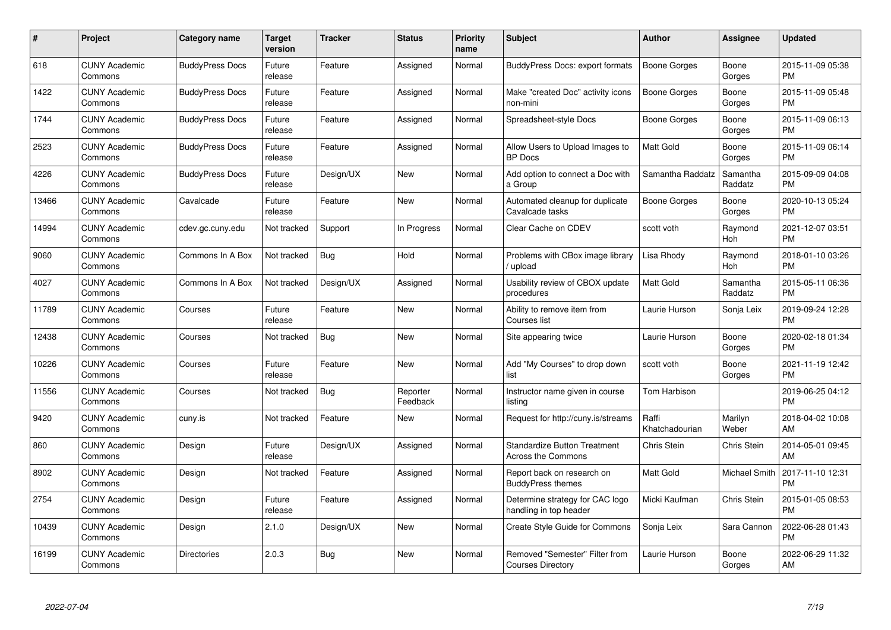| # | Project | Category name | Target version | Tracker | Status | Priority name | Subject | Author | Assignee | Updated |
|---|---|---|---|---|---|---|---|---|---|---|
| 618 | CUNY Academic Commons | BuddyPress Docs | Future release | Feature | Assigned | Normal | BuddyPress Docs: export formats | Boone Gorges | Boone Gorges | 2015-11-09 05:38 PM |
| 1422 | CUNY Academic Commons | BuddyPress Docs | Future release | Feature | Assigned | Normal | Make "created Doc" activity icons non-mini | Boone Gorges | Boone Gorges | 2015-11-09 05:48 PM |
| 1744 | CUNY Academic Commons | BuddyPress Docs | Future release | Feature | Assigned | Normal | Spreadsheet-style Docs | Boone Gorges | Boone Gorges | 2015-11-09 06:13 PM |
| 2523 | CUNY Academic Commons | BuddyPress Docs | Future release | Feature | Assigned | Normal | Allow Users to Upload Images to BP Docs | Matt Gold | Boone Gorges | 2015-11-09 06:14 PM |
| 4226 | CUNY Academic Commons | BuddyPress Docs | Future release | Design/UX | New | Normal | Add option to connect a Doc with a Group | Samantha Raddatz | Samantha Raddatz | 2015-09-09 04:08 PM |
| 13466 | CUNY Academic Commons | Cavalcade | Future release | Feature | New | Normal | Automated cleanup for duplicate Cavalcade tasks | Boone Gorges | Boone Gorges | 2020-10-13 05:24 PM |
| 14994 | CUNY Academic Commons | cdev.gc.cuny.edu | Not tracked | Support | In Progress | Normal | Clear Cache on CDEV | scott voth | Raymond Hoh | 2021-12-07 03:51 PM |
| 9060 | CUNY Academic Commons | Commons In A Box | Not tracked | Bug | Hold | Normal | Problems with CBox image library / upload | Lisa Rhody | Raymond Hoh | 2018-01-10 03:26 PM |
| 4027 | CUNY Academic Commons | Commons In A Box | Not tracked | Design/UX | Assigned | Normal | Usability review of CBOX update procedures | Matt Gold | Samantha Raddatz | 2015-05-11 06:36 PM |
| 11789 | CUNY Academic Commons | Courses | Future release | Feature | New | Normal | Ability to remove item from Courses list | Laurie Hurson | Sonja Leix | 2019-09-24 12:28 PM |
| 12438 | CUNY Academic Commons | Courses | Not tracked | Bug | New | Normal | Site appearing twice | Laurie Hurson | Boone Gorges | 2020-02-18 01:34 PM |
| 10226 | CUNY Academic Commons | Courses | Future release | Feature | New | Normal | Add "My Courses" to drop down list | scott voth | Boone Gorges | 2021-11-19 12:42 PM |
| 11556 | CUNY Academic Commons | Courses | Not tracked | Bug | Reporter Feedback | Normal | Instructor name given in course listing | Tom Harbison | | 2019-06-25 04:12 PM |
| 9420 | CUNY Academic Commons | cuny.is | Not tracked | Feature | New | Normal | Request for http://cuny.is/streams | Raffi Khatchadourian | Marilyn Weber | 2018-04-02 10:08 AM |
| 860 | CUNY Academic Commons | Design | Future release | Design/UX | Assigned | Normal | Standardize Button Treatment Across the Commons | Chris Stein | Chris Stein | 2014-05-01 09:45 AM |
| 8902 | CUNY Academic Commons | Design | Not tracked | Feature | Assigned | Normal | Report back on research on BuddyPress themes | Matt Gold | Michael Smith | 2017-11-10 12:31 PM |
| 2754 | CUNY Academic Commons | Design | Future release | Feature | Assigned | Normal | Determine strategy for CAC logo handling in top header | Micki Kaufman | Chris Stein | 2015-01-05 08:53 PM |
| 10439 | CUNY Academic Commons | Design | 2.1.0 | Design/UX | New | Normal | Create Style Guide for Commons | Sonja Leix | Sara Cannon | 2022-06-28 01:43 PM |
| 16199 | CUNY Academic Commons | Directories | 2.0.3 | Bug | New | Normal | Removed "Semester" Filter from Courses Directory | Laurie Hurson | Boone Gorges | 2022-06-29 11:32 AM |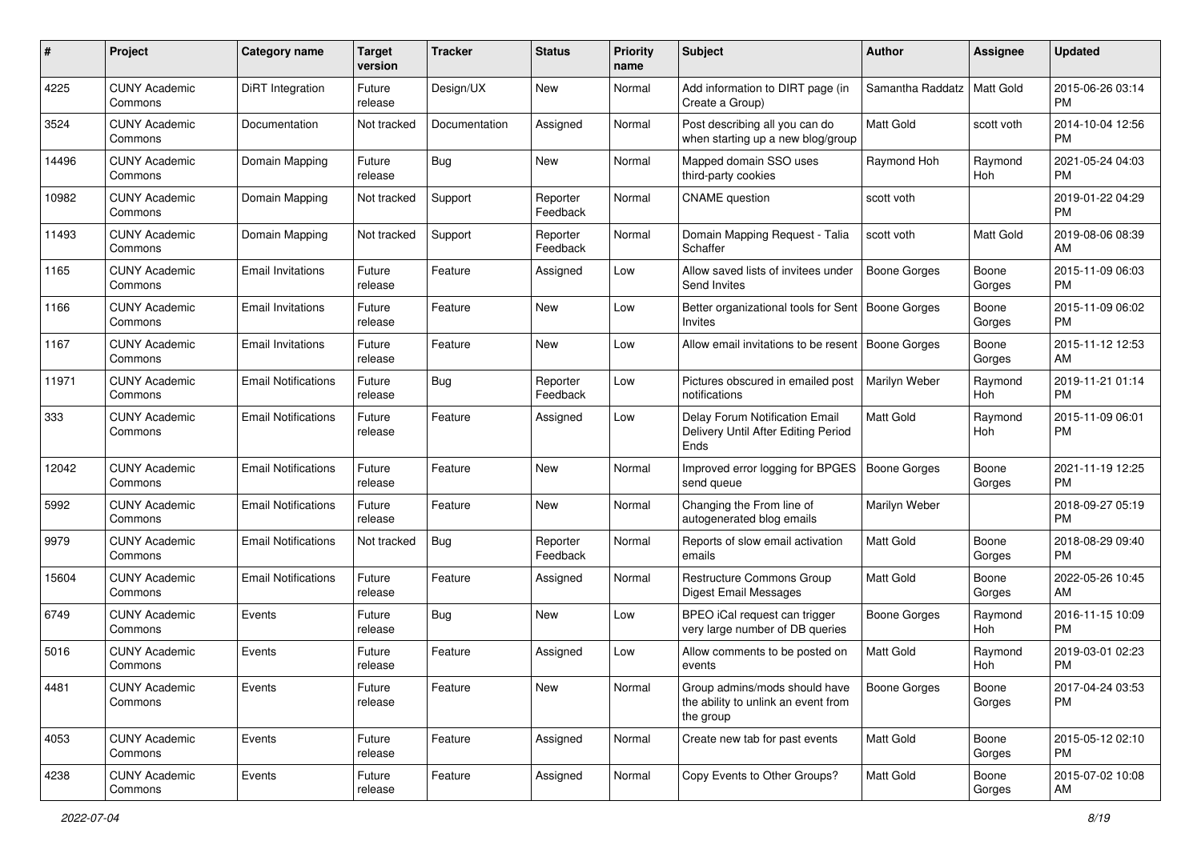| # | Project | Category name | Target version | Tracker | Status | Priority name | Subject | Author | Assignee | Updated |
|---|---|---|---|---|---|---|---|---|---|---|
| 4225 | CUNY Academic Commons | DiRT Integration | Future release | Design/UX | New | Normal | Add information to DIRT page (in Create a Group) | Samantha Raddatz | Matt Gold | 2015-06-26 03:14 PM |
| 3524 | CUNY Academic Commons | Documentation | Not tracked | Documentation | Assigned | Normal | Post describing all you can do when starting up a new blog/group | Matt Gold | scott voth | 2014-10-04 12:56 PM |
| 14496 | CUNY Academic Commons | Domain Mapping | Future release | Bug | New | Normal | Mapped domain SSO uses third-party cookies | Raymond Hoh | Raymond Hoh | 2021-05-24 04:03 PM |
| 10982 | CUNY Academic Commons | Domain Mapping | Not tracked | Support | Reporter Feedback | Normal | CNAME question | scott voth | | 2019-01-22 04:29 PM |
| 11493 | CUNY Academic Commons | Domain Mapping | Not tracked | Support | Reporter Feedback | Normal | Domain Mapping Request - Talia Schaffer | scott voth | Matt Gold | 2019-08-06 08:39 AM |
| 1165 | CUNY Academic Commons | Email Invitations | Future release | Feature | Assigned | Low | Allow saved lists of invitees under Send Invites | Boone Gorges | Boone Gorges | 2015-11-09 06:03 PM |
| 1166 | CUNY Academic Commons | Email Invitations | Future release | Feature | New | Low | Better organizational tools for Sent Invites | Boone Gorges | Boone Gorges | 2015-11-09 06:02 PM |
| 1167 | CUNY Academic Commons | Email Invitations | Future release | Feature | New | Low | Allow email invitations to be resent | Boone Gorges | Boone Gorges | 2015-11-12 12:53 AM |
| 11971 | CUNY Academic Commons | Email Notifications | Future release | Bug | Reporter Feedback | Low | Pictures obscured in emailed post notifications | Marilyn Weber | Raymond Hoh | 2019-11-21 01:14 PM |
| 333 | CUNY Academic Commons | Email Notifications | Future release | Feature | Assigned | Low | Delay Forum Notification Email Delivery Until After Editing Period Ends | Matt Gold | Raymond Hoh | 2015-11-09 06:01 PM |
| 12042 | CUNY Academic Commons | Email Notifications | Future release | Feature | New | Normal | Improved error logging for BPGES send queue | Boone Gorges | Boone Gorges | 2021-11-19 12:25 PM |
| 5992 | CUNY Academic Commons | Email Notifications | Future release | Feature | New | Normal | Changing the From line of autogenerated blog emails | Marilyn Weber | | 2018-09-27 05:19 PM |
| 9979 | CUNY Academic Commons | Email Notifications | Not tracked | Bug | Reporter Feedback | Normal | Reports of slow email activation emails | Matt Gold | Boone Gorges | 2018-08-29 09:40 PM |
| 15604 | CUNY Academic Commons | Email Notifications | Future release | Feature | Assigned | Normal | Restructure Commons Group Digest Email Messages | Matt Gold | Boone Gorges | 2022-05-26 10:45 AM |
| 6749 | CUNY Academic Commons | Events | Future release | Bug | New | Low | BPEO iCal request can trigger very large number of DB queries | Boone Gorges | Raymond Hoh | 2016-11-15 10:09 PM |
| 5016 | CUNY Academic Commons | Events | Future release | Feature | Assigned | Low | Allow comments to be posted on events | Matt Gold | Raymond Hoh | 2019-03-01 02:23 PM |
| 4481 | CUNY Academic Commons | Events | Future release | Feature | New | Normal | Group admins/mods should have the ability to unlink an event from the group | Boone Gorges | Boone Gorges | 2017-04-24 03:53 PM |
| 4053 | CUNY Academic Commons | Events | Future release | Feature | Assigned | Normal | Create new tab for past events | Matt Gold | Boone Gorges | 2015-05-12 02:10 PM |
| 4238 | CUNY Academic Commons | Events | Future release | Feature | Assigned | Normal | Copy Events to Other Groups? | Matt Gold | Boone Gorges | 2015-07-02 10:08 AM |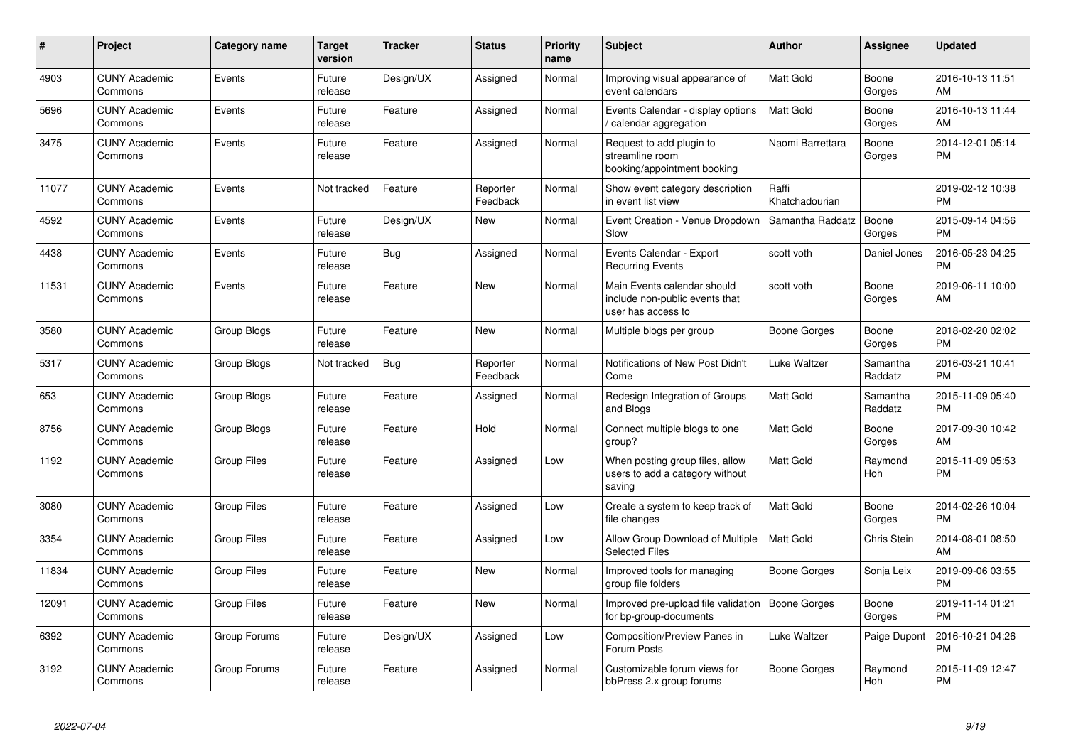| # | Project | Category name | Target version | Tracker | Status | Priority name | Subject | Author | Assignee | Updated |
|---|---|---|---|---|---|---|---|---|---|---|
| 4903 | CUNY Academic Commons | Events | Future release | Design/UX | Assigned | Normal | Improving visual appearance of event calendars | Matt Gold | Boone Gorges | 2016-10-13 11:51 AM |
| 5696 | CUNY Academic Commons | Events | Future release | Feature | Assigned | Normal | Events Calendar - display options / calendar aggregation | Matt Gold | Boone Gorges | 2016-10-13 11:44 AM |
| 3475 | CUNY Academic Commons | Events | Future release | Feature | Assigned | Normal | Request to add plugin to streamline room booking/appointment booking | Naomi Barrettara | Boone Gorges | 2014-12-01 05:14 PM |
| 11077 | CUNY Academic Commons | Events | Not tracked | Feature | Reporter Feedback | Normal | Show event category description in event list view | Raffi Khatchadourian | | 2019-02-12 10:38 PM |
| 4592 | CUNY Academic Commons | Events | Future release | Design/UX | New | Normal | Event Creation - Venue Dropdown Slow | Samantha Raddatz | Boone Gorges | 2015-09-14 04:56 PM |
| 4438 | CUNY Academic Commons | Events | Future release | Bug | Assigned | Normal | Events Calendar - Export Recurring Events | scott voth | Daniel Jones | 2016-05-23 04:25 PM |
| 11531 | CUNY Academic Commons | Events | Future release | Feature | New | Normal | Main Events calendar should include non-public events that user has access to | scott voth | Boone Gorges | 2019-06-11 10:00 AM |
| 3580 | CUNY Academic Commons | Group Blogs | Future release | Feature | New | Normal | Multiple blogs per group | Boone Gorges | Boone Gorges | 2018-02-20 02:02 PM |
| 5317 | CUNY Academic Commons | Group Blogs | Not tracked | Bug | Reporter Feedback | Normal | Notifications of New Post Didn't Come | Luke Waltzer | Samantha Raddatz | 2016-03-21 10:41 PM |
| 653 | CUNY Academic Commons | Group Blogs | Future release | Feature | Assigned | Normal | Redesign Integration of Groups and Blogs | Matt Gold | Samantha Raddatz | 2015-11-09 05:40 PM |
| 8756 | CUNY Academic Commons | Group Blogs | Future release | Feature | Hold | Normal | Connect multiple blogs to one group? | Matt Gold | Boone Gorges | 2017-09-30 10:42 AM |
| 1192 | CUNY Academic Commons | Group Files | Future release | Feature | Assigned | Low | When posting group files, allow users to add a category without saving | Matt Gold | Raymond Hoh | 2015-11-09 05:53 PM |
| 3080 | CUNY Academic Commons | Group Files | Future release | Feature | Assigned | Low | Create a system to keep track of file changes | Matt Gold | Boone Gorges | 2014-02-26 10:04 PM |
| 3354 | CUNY Academic Commons | Group Files | Future release | Feature | Assigned | Low | Allow Group Download of Multiple Selected Files | Matt Gold | Chris Stein | 2014-08-01 08:50 AM |
| 11834 | CUNY Academic Commons | Group Files | Future release | Feature | New | Normal | Improved tools for managing group file folders | Boone Gorges | Sonja Leix | 2019-09-06 03:55 PM |
| 12091 | CUNY Academic Commons | Group Files | Future release | Feature | New | Normal | Improved pre-upload file validation for bp-group-documents | Boone Gorges | Boone Gorges | 2019-11-14 01:21 PM |
| 6392 | CUNY Academic Commons | Group Forums | Future release | Design/UX | Assigned | Low | Composition/Preview Panes in Forum Posts | Luke Waltzer | Paige Dupont | 2016-10-21 04:26 PM |
| 3192 | CUNY Academic Commons | Group Forums | Future release | Feature | Assigned | Normal | Customizable forum views for bbPress 2.x group forums | Boone Gorges | Raymond Hoh | 2015-11-09 12:47 PM |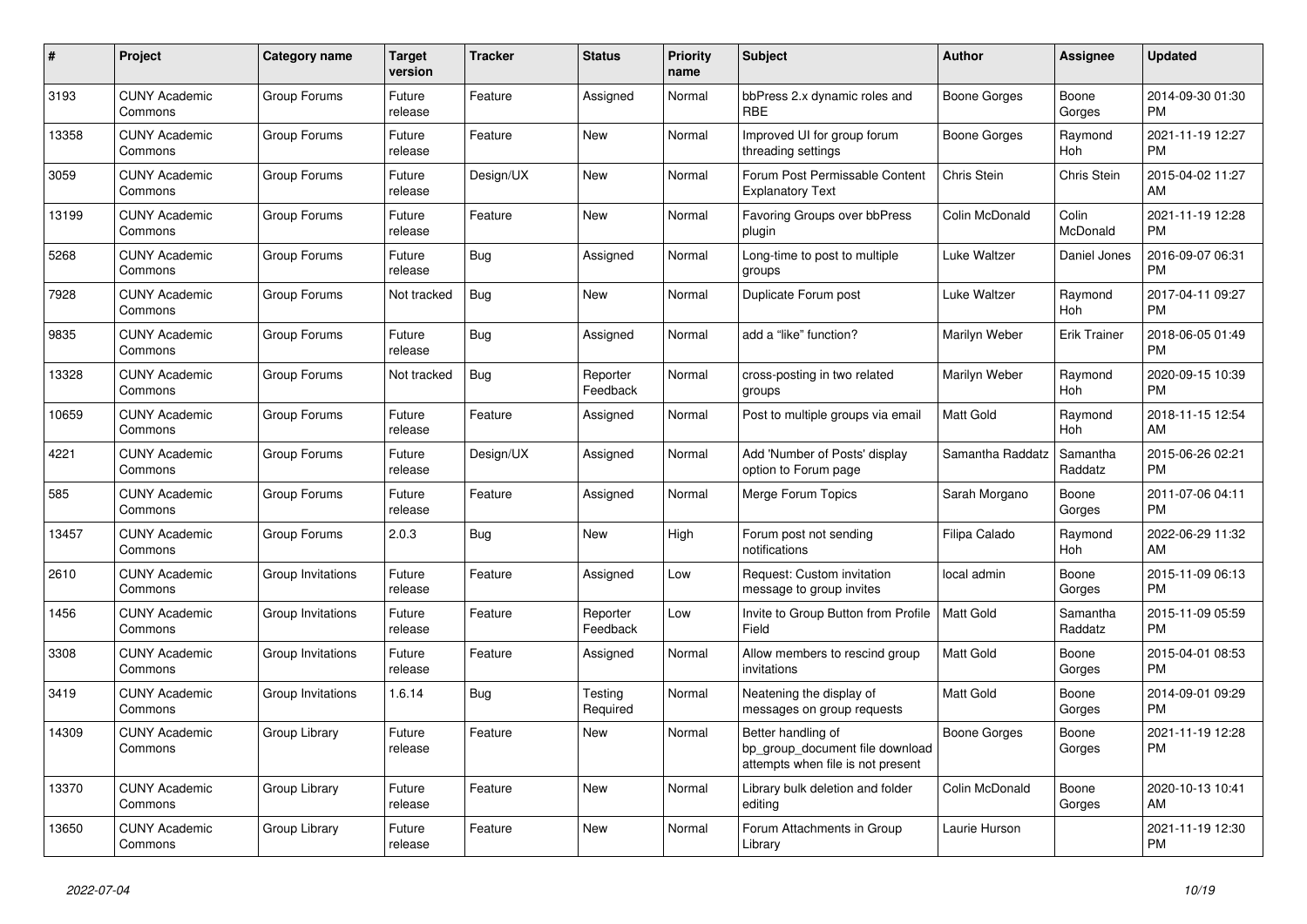| # | Project | Category name | Target version | Tracker | Status | Priority name | Subject | Author | Assignee | Updated |
|---|---|---|---|---|---|---|---|---|---|---|
| 3193 | CUNY Academic Commons | Group Forums | Future release | Feature | Assigned | Normal | bbPress 2.x dynamic roles and RBE | Boone Gorges | Boone Gorges | 2014-09-30 01:30 PM |
| 13358 | CUNY Academic Commons | Group Forums | Future release | Feature | New | Normal | Improved UI for group forum threading settings | Boone Gorges | Raymond Hoh | 2021-11-19 12:27 PM |
| 3059 | CUNY Academic Commons | Group Forums | Future release | Design/UX | New | Normal | Forum Post Permissable Content Explanatory Text | Chris Stein | Chris Stein | 2015-04-02 11:27 AM |
| 13199 | CUNY Academic Commons | Group Forums | Future release | Feature | New | Normal | Favoring Groups over bbPress plugin | Colin McDonald | Colin McDonald | 2021-11-19 12:28 PM |
| 5268 | CUNY Academic Commons | Group Forums | Future release | Bug | Assigned | Normal | Long-time to post to multiple groups | Luke Waltzer | Daniel Jones | 2016-09-07 06:31 PM |
| 7928 | CUNY Academic Commons | Group Forums | Not tracked | Bug | New | Normal | Duplicate Forum post | Luke Waltzer | Raymond Hoh | 2017-04-11 09:27 PM |
| 9835 | CUNY Academic Commons | Group Forums | Future release | Bug | Assigned | Normal | add a “like” function? | Marilyn Weber | Erik Trainer | 2018-06-05 01:49 PM |
| 13328 | CUNY Academic Commons | Group Forums | Not tracked | Bug | Reporter Feedback | Normal | cross-posting in two related groups | Marilyn Weber | Raymond Hoh | 2020-09-15 10:39 PM |
| 10659 | CUNY Academic Commons | Group Forums | Future release | Feature | Assigned | Normal | Post to multiple groups via email | Matt Gold | Raymond Hoh | 2018-11-15 12:54 AM |
| 4221 | CUNY Academic Commons | Group Forums | Future release | Design/UX | Assigned | Normal | Add 'Number of Posts' display option to Forum page | Samantha Raddatz | Samantha Raddatz | 2015-06-26 02:21 PM |
| 585 | CUNY Academic Commons | Group Forums | Future release | Feature | Assigned | Normal | Merge Forum Topics | Sarah Morgano | Boone Gorges | 2011-07-06 04:11 PM |
| 13457 | CUNY Academic Commons | Group Forums | 2.0.3 | Bug | New | High | Forum post not sending notifications | Filipa Calado | Raymond Hoh | 2022-06-29 11:32 AM |
| 2610 | CUNY Academic Commons | Group Invitations | Future release | Feature | Assigned | Low | Request: Custom invitation message to group invites | local admin | Boone Gorges | 2015-11-09 06:13 PM |
| 1456 | CUNY Academic Commons | Group Invitations | Future release | Feature | Reporter Feedback | Low | Invite to Group Button from Profile Field | Matt Gold | Samantha Raddatz | 2015-11-09 05:59 PM |
| 3308 | CUNY Academic Commons | Group Invitations | Future release | Feature | Assigned | Normal | Allow members to rescind group invitations | Matt Gold | Boone Gorges | 2015-04-01 08:53 PM |
| 3419 | CUNY Academic Commons | Group Invitations | 1.6.14 | Bug | Testing Required | Normal | Neatening the display of messages on group requests | Matt Gold | Boone Gorges | 2014-09-01 09:29 PM |
| 14309 | CUNY Academic Commons | Group Library | Future release | Feature | New | Normal | Better handling of bp_group_document file download attempts when file is not present | Boone Gorges | Boone Gorges | 2021-11-19 12:28 PM |
| 13370 | CUNY Academic Commons | Group Library | Future release | Feature | New | Normal | Library bulk deletion and folder editing | Colin McDonald | Boone Gorges | 2020-10-13 10:41 AM |
| 13650 | CUNY Academic Commons | Group Library | Future release | Feature | New | Normal | Forum Attachments in Group Library | Laurie Hurson | | 2021-11-19 12:30 PM |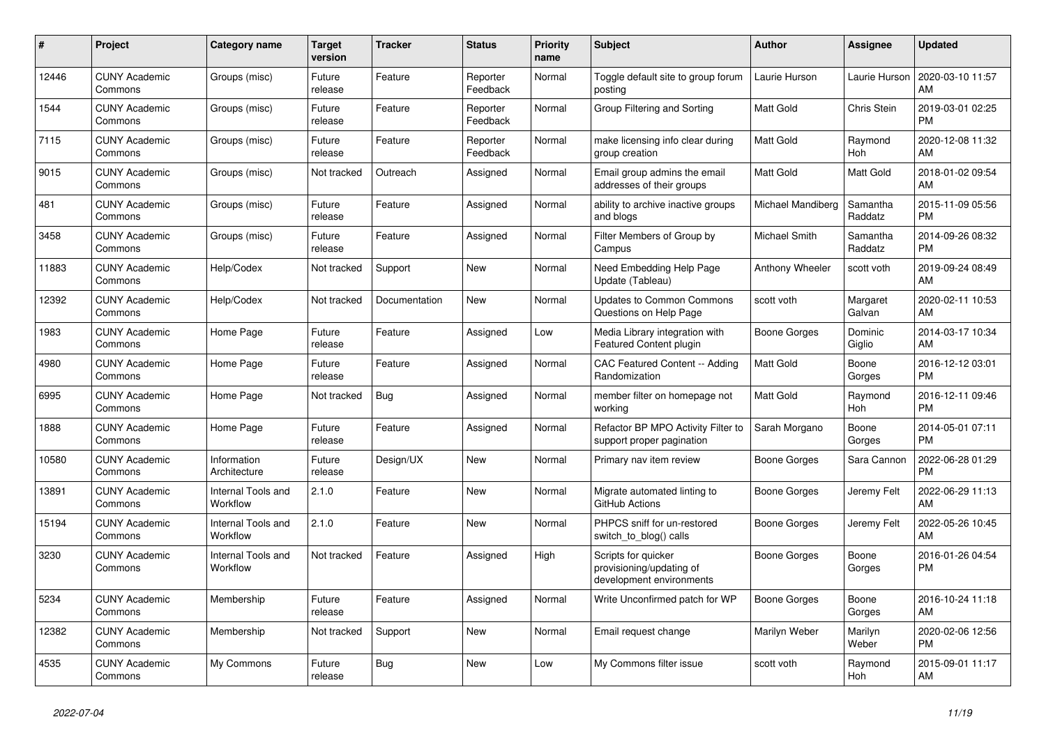| # | Project | Category name | Target version | Tracker | Status | Priority name | Subject | Author | Assignee | Updated |
|---|---|---|---|---|---|---|---|---|---|---|
| 12446 | CUNY Academic Commons | Groups (misc) | Future release | Feature | Reporter Feedback | Normal | Toggle default site to group forum posting | Laurie Hurson | Laurie Hurson | 2020-03-10 11:57 AM |
| 1544 | CUNY Academic Commons | Groups (misc) | Future release | Feature | Reporter Feedback | Normal | Group Filtering and Sorting | Matt Gold | Chris Stein | 2019-03-01 02:25 PM |
| 7115 | CUNY Academic Commons | Groups (misc) | Future release | Feature | Reporter Feedback | Normal | make licensing info clear during group creation | Matt Gold | Raymond Hoh | 2020-12-08 11:32 AM |
| 9015 | CUNY Academic Commons | Groups (misc) | Not tracked | Outreach | Assigned | Normal | Email group admins the email addresses of their groups | Matt Gold | Matt Gold | 2018-01-02 09:54 AM |
| 481 | CUNY Academic Commons | Groups (misc) | Future release | Feature | Assigned | Normal | ability to archive inactive groups and blogs | Michael Mandiberg | Samantha Raddatz | 2015-11-09 05:56 PM |
| 3458 | CUNY Academic Commons | Groups (misc) | Future release | Feature | Assigned | Normal | Filter Members of Group by Campus | Michael Smith | Samantha Raddatz | 2014-09-26 08:32 PM |
| 11883 | CUNY Academic Commons | Help/Codex | Not tracked | Support | New | Normal | Need Embedding Help Page Update (Tableau) | Anthony Wheeler | scott voth | 2019-09-24 08:49 AM |
| 12392 | CUNY Academic Commons | Help/Codex | Not tracked | Documentation | New | Normal | Updates to Common Commons Questions on Help Page | scott voth | Margaret Galvan | 2020-02-11 10:53 AM |
| 1983 | CUNY Academic Commons | Home Page | Future release | Feature | Assigned | Low | Media Library integration with Featured Content plugin | Boone Gorges | Dominic Giglio | 2014-03-17 10:34 AM |
| 4980 | CUNY Academic Commons | Home Page | Future release | Feature | Assigned | Normal | CAC Featured Content -- Adding Randomization | Matt Gold | Boone Gorges | 2016-12-12 03:01 PM |
| 6995 | CUNY Academic Commons | Home Page | Not tracked | Bug | Assigned | Normal | member filter on homepage not working | Matt Gold | Raymond Hoh | 2016-12-11 09:46 PM |
| 1888 | CUNY Academic Commons | Home Page | Future release | Feature | Assigned | Normal | Refactor BP MPO Activity Filter to support proper pagination | Sarah Morgano | Boone Gorges | 2014-05-01 07:11 PM |
| 10580 | CUNY Academic Commons | Information Architecture | Future release | Design/UX | New | Normal | Primary nav item review | Boone Gorges | Sara Cannon | 2022-06-28 01:29 PM |
| 13891 | CUNY Academic Commons | Internal Tools and Workflow | 2.1.0 | Feature | New | Normal | Migrate automated linting to GitHub Actions | Boone Gorges | Jeremy Felt | 2022-06-29 11:13 AM |
| 15194 | CUNY Academic Commons | Internal Tools and Workflow | 2.1.0 | Feature | New | Normal | PHPCS sniff for un-restored switch_to_blog() calls | Boone Gorges | Jeremy Felt | 2022-05-26 10:45 AM |
| 3230 | CUNY Academic Commons | Internal Tools and Workflow | Not tracked | Feature | Assigned | High | Scripts for quicker provisioning/updating of development environments | Boone Gorges | Boone Gorges | 2016-01-26 04:54 PM |
| 5234 | CUNY Academic Commons | Membership | Future release | Feature | Assigned | Normal | Write Unconfirmed patch for WP | Boone Gorges | Boone Gorges | 2016-10-24 11:18 AM |
| 12382 | CUNY Academic Commons | Membership | Not tracked | Support | New | Normal | Email request change | Marilyn Weber | Marilyn Weber | 2020-02-06 12:56 PM |
| 4535 | CUNY Academic Commons | My Commons | Future release | Bug | New | Low | My Commons filter issue | scott voth | Raymond Hoh | 2015-09-01 11:17 AM |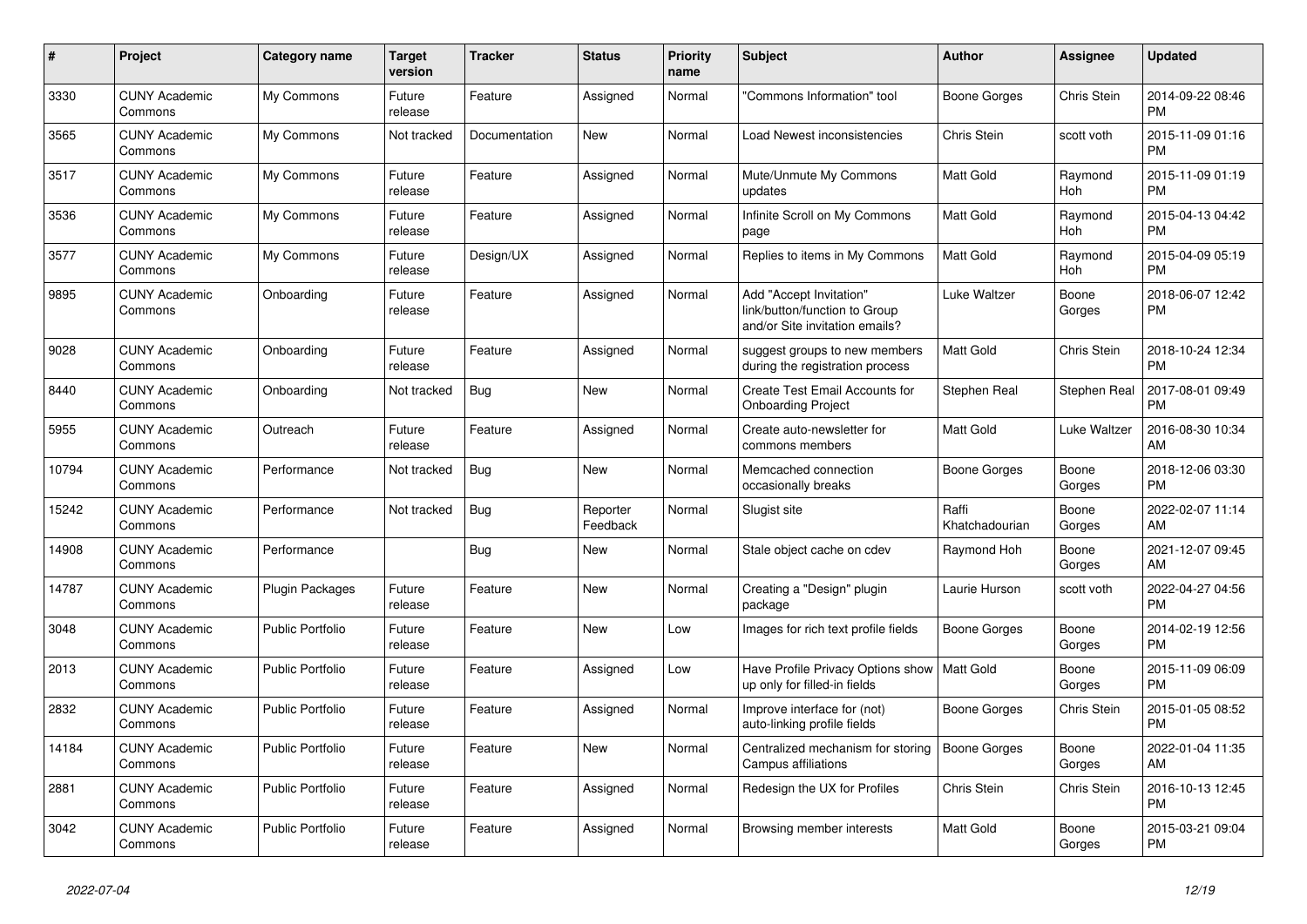| # | Project | Category name | Target version | Tracker | Status | Priority name | Subject | Author | Assignee | Updated |
|---|---|---|---|---|---|---|---|---|---|---|
| 3330 | CUNY Academic Commons | My Commons | Future release | Feature | Assigned | Normal | "Commons Information" tool | Boone Gorges | Chris Stein | 2014-09-22 08:46 PM |
| 3565 | CUNY Academic Commons | My Commons | Not tracked | Documentation | New | Normal | Load Newest inconsistencies | Chris Stein | scott voth | 2015-11-09 01:16 PM |
| 3517 | CUNY Academic Commons | My Commons | Future release | Feature | Assigned | Normal | Mute/Unmute My Commons updates | Matt Gold | Raymond Hoh | 2015-11-09 01:19 PM |
| 3536 | CUNY Academic Commons | My Commons | Future release | Feature | Assigned | Normal | Infinite Scroll on My Commons page | Matt Gold | Raymond Hoh | 2015-04-13 04:42 PM |
| 3577 | CUNY Academic Commons | My Commons | Future release | Design/UX | Assigned | Normal | Replies to items in My Commons | Matt Gold | Raymond Hoh | 2015-04-09 05:19 PM |
| 9895 | CUNY Academic Commons | Onboarding | Future release | Feature | Assigned | Normal | Add "Accept Invitation" link/button/function to Group and/or Site invitation emails? | Luke Waltzer | Boone Gorges | 2018-06-07 12:42 PM |
| 9028 | CUNY Academic Commons | Onboarding | Future release | Feature | Assigned | Normal | suggest groups to new members during the registration process | Matt Gold | Chris Stein | 2018-10-24 12:34 PM |
| 8440 | CUNY Academic Commons | Onboarding | Not tracked | Bug | New | Normal | Create Test Email Accounts for Onboarding Project | Stephen Real | Stephen Real | 2017-08-01 09:49 PM |
| 5955 | CUNY Academic Commons | Outreach | Future release | Feature | Assigned | Normal | Create auto-newsletter for commons members | Matt Gold | Luke Waltzer | 2016-08-30 10:34 AM |
| 10794 | CUNY Academic Commons | Performance | Not tracked | Bug | New | Normal | Memcached connection occasionally breaks | Boone Gorges | Boone Gorges | 2018-12-06 03:30 PM |
| 15242 | CUNY Academic Commons | Performance | Not tracked | Bug | Reporter Feedback | Normal | Slugist site | Raffi Khatchadourian | Boone Gorges | 2022-02-07 11:14 AM |
| 14908 | CUNY Academic Commons | Performance | | Bug | New | Normal | Stale object cache on cdev | Raymond Hoh | Boone Gorges | 2021-12-07 09:45 AM |
| 14787 | CUNY Academic Commons | Plugin Packages | Future release | Feature | New | Normal | Creating a "Design" plugin package | Laurie Hurson | scott voth | 2022-04-27 04:56 PM |
| 3048 | CUNY Academic Commons | Public Portfolio | Future release | Feature | New | Low | Images for rich text profile fields | Boone Gorges | Boone Gorges | 2014-02-19 12:56 PM |
| 2013 | CUNY Academic Commons | Public Portfolio | Future release | Feature | Assigned | Low | Have Profile Privacy Options show up only for filled-in fields | Matt Gold | Boone Gorges | 2015-11-09 06:09 PM |
| 2832 | CUNY Academic Commons | Public Portfolio | Future release | Feature | Assigned | Normal | Improve interface for (not) auto-linking profile fields | Boone Gorges | Chris Stein | 2015-01-05 08:52 PM |
| 14184 | CUNY Academic Commons | Public Portfolio | Future release | Feature | New | Normal | Centralized mechanism for storing Campus affiliations | Boone Gorges | Boone Gorges | 2022-01-04 11:35 AM |
| 2881 | CUNY Academic Commons | Public Portfolio | Future release | Feature | Assigned | Normal | Redesign the UX for Profiles | Chris Stein | Chris Stein | 2016-10-13 12:45 PM |
| 3042 | CUNY Academic Commons | Public Portfolio | Future release | Feature | Assigned | Normal | Browsing member interests | Matt Gold | Boone Gorges | 2015-03-21 09:04 PM |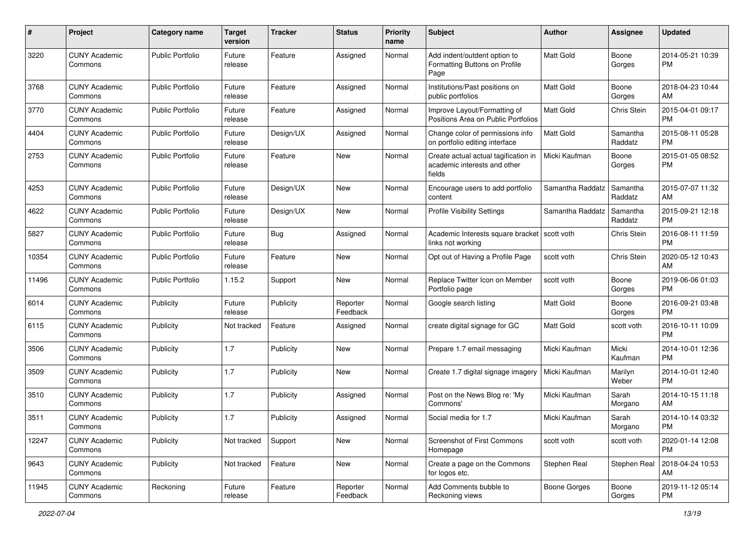| # | Project | Category name | Target version | Tracker | Status | Priority name | Subject | Author | Assignee | Updated |
|---|---|---|---|---|---|---|---|---|---|---|
| 3220 | CUNY Academic Commons | Public Portfolio | Future release | Feature | Assigned | Normal | Add indent/outdent option to Formatting Buttons on Profile Page | Matt Gold | Boone Gorges | 2014-05-21 10:39 PM |
| 3768 | CUNY Academic Commons | Public Portfolio | Future release | Feature | Assigned | Normal | Institutions/Past positions on public portfolios | Matt Gold | Boone Gorges | 2018-04-23 10:44 AM |
| 3770 | CUNY Academic Commons | Public Portfolio | Future release | Feature | Assigned | Normal | Improve Layout/Formatting of Positions Area on Public Portfolios | Matt Gold | Chris Stein | 2015-04-01 09:17 PM |
| 4404 | CUNY Academic Commons | Public Portfolio | Future release | Design/UX | Assigned | Normal | Change color of permissions info on portfolio editing interface | Matt Gold | Samantha Raddatz | 2015-08-11 05:28 PM |
| 2753 | CUNY Academic Commons | Public Portfolio | Future release | Feature | New | Normal | Create actual actual tagification in academic interests and other fields | Micki Kaufman | Boone Gorges | 2015-01-05 08:52 PM |
| 4253 | CUNY Academic Commons | Public Portfolio | Future release | Design/UX | New | Normal | Encourage users to add portfolio content | Samantha Raddatz | Samantha Raddatz | 2015-07-07 11:32 AM |
| 4622 | CUNY Academic Commons | Public Portfolio | Future release | Design/UX | New | Normal | Profile Visibility Settings | Samantha Raddatz | Samantha Raddatz | 2015-09-21 12:18 PM |
| 5827 | CUNY Academic Commons | Public Portfolio | Future release | Bug | Assigned | Normal | Academic Interests square bracket links not working | scott voth | Chris Stein | 2016-08-11 11:59 PM |
| 10354 | CUNY Academic Commons | Public Portfolio | Future release | Feature | New | Normal | Opt out of Having a Profile Page | scott voth | Chris Stein | 2020-05-12 10:43 AM |
| 11496 | CUNY Academic Commons | Public Portfolio | 1.15.2 | Support | New | Normal | Replace Twitter Icon on Member Portfolio page | scott voth | Boone Gorges | 2019-06-06 01:03 PM |
| 6014 | CUNY Academic Commons | Publicity | Future release | Publicity | Reporter Feedback | Normal | Google search listing | Matt Gold | Boone Gorges | 2016-09-21 03:48 PM |
| 6115 | CUNY Academic Commons | Publicity | Not tracked | Feature | Assigned | Normal | create digital signage for GC | Matt Gold | scott voth | 2016-10-11 10:09 PM |
| 3506 | CUNY Academic Commons | Publicity | 1.7 | Publicity | New | Normal | Prepare 1.7 email messaging | Micki Kaufman | Micki Kaufman | 2014-10-01 12:36 PM |
| 3509 | CUNY Academic Commons | Publicity | 1.7 | Publicity | New | Normal | Create 1.7 digital signage imagery | Micki Kaufman | Marilyn Weber | 2014-10-01 12:40 PM |
| 3510 | CUNY Academic Commons | Publicity | 1.7 | Publicity | Assigned | Normal | Post on the News Blog re: 'My Commons' | Micki Kaufman | Sarah Morgano | 2014-10-15 11:18 AM |
| 3511 | CUNY Academic Commons | Publicity | 1.7 | Publicity | Assigned | Normal | Social media for 1.7 | Micki Kaufman | Sarah Morgano | 2014-10-14 03:32 PM |
| 12247 | CUNY Academic Commons | Publicity | Not tracked | Support | New | Normal | Screenshot of First Commons Homepage | scott voth | scott voth | 2020-01-14 12:08 PM |
| 9643 | CUNY Academic Commons | Publicity | Not tracked | Feature | New | Normal | Create a page on the Commons for logos etc. | Stephen Real | Stephen Real | 2018-04-24 10:53 AM |
| 11945 | CUNY Academic Commons | Reckoning | Future release | Feature | Reporter Feedback | Normal | Add Comments bubble to Reckoning views | Boone Gorges | Boone Gorges | 2019-11-12 05:14 PM |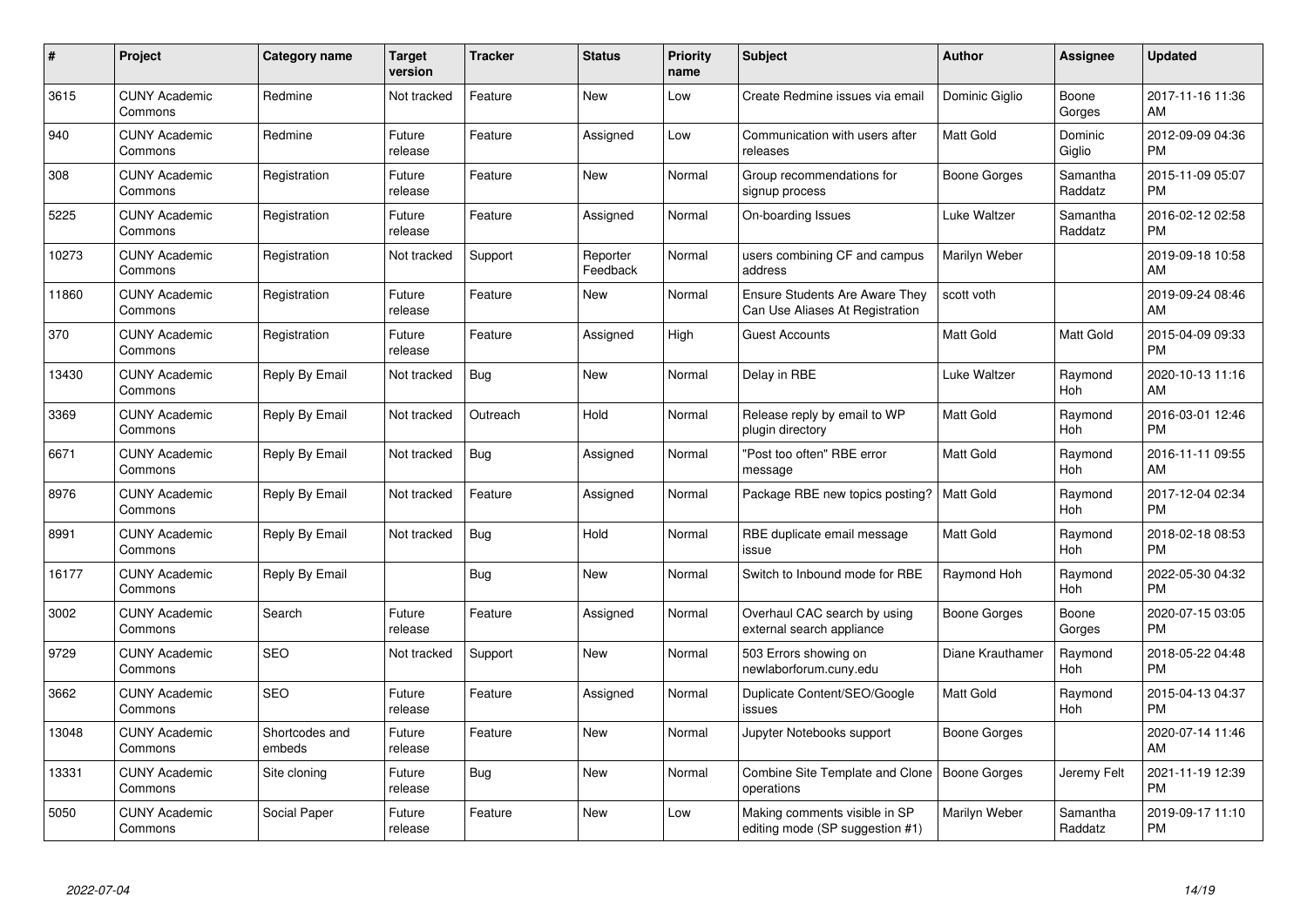| # | Project | Category name | Target version | Tracker | Status | Priority name | Subject | Author | Assignee | Updated |
|---|---|---|---|---|---|---|---|---|---|---|
| 3615 | CUNY Academic Commons | Redmine | Not tracked | Feature | New | Low | Create Redmine issues via email | Dominic Giglio | Boone Gorges | 2017-11-16 11:36 AM |
| 940 | CUNY Academic Commons | Redmine | Future release | Feature | Assigned | Low | Communication with users after releases | Matt Gold | Dominic Giglio | 2012-09-09 04:36 PM |
| 308 | CUNY Academic Commons | Registration | Future release | Feature | New | Normal | Group recommendations for signup process | Boone Gorges | Samantha Raddatz | 2015-11-09 05:07 PM |
| 5225 | CUNY Academic Commons | Registration | Future release | Feature | Assigned | Normal | On-boarding Issues | Luke Waltzer | Samantha Raddatz | 2016-02-12 02:58 PM |
| 10273 | CUNY Academic Commons | Registration | Not tracked | Support | Reporter Feedback | Normal | users combining CF and campus address | Marilyn Weber | | 2019-09-18 10:58 AM |
| 11860 | CUNY Academic Commons | Registration | Future release | Feature | New | Normal | Ensure Students Are Aware They Can Use Aliases At Registration | scott voth | | 2019-09-24 08:46 AM |
| 370 | CUNY Academic Commons | Registration | Future release | Feature | Assigned | High | Guest Accounts | Matt Gold | Matt Gold | 2015-04-09 09:33 PM |
| 13430 | CUNY Academic Commons | Reply By Email | Not tracked | Bug | New | Normal | Delay in RBE | Luke Waltzer | Raymond Hoh | 2020-10-13 11:16 AM |
| 3369 | CUNY Academic Commons | Reply By Email | Not tracked | Outreach | Hold | Normal | Release reply by email to WP plugin directory | Matt Gold | Raymond Hoh | 2016-03-01 12:46 PM |
| 6671 | CUNY Academic Commons | Reply By Email | Not tracked | Bug | Assigned | Normal | "Post too often" RBE error message | Matt Gold | Raymond Hoh | 2016-11-11 09:55 AM |
| 8976 | CUNY Academic Commons | Reply By Email | Not tracked | Feature | Assigned | Normal | Package RBE new topics posting? | Matt Gold | Raymond Hoh | 2017-12-04 02:34 PM |
| 8991 | CUNY Academic Commons | Reply By Email | Not tracked | Bug | Hold | Normal | RBE duplicate email message issue | Matt Gold | Raymond Hoh | 2018-02-18 08:53 PM |
| 16177 | CUNY Academic Commons | Reply By Email | | Bug | New | Normal | Switch to Inbound mode for RBE | Raymond Hoh | Raymond Hoh | 2022-05-30 04:32 PM |
| 3002 | CUNY Academic Commons | Search | Future release | Feature | Assigned | Normal | Overhaul CAC search by using external search appliance | Boone Gorges | Boone Gorges | 2020-07-15 03:05 PM |
| 9729 | CUNY Academic Commons | SEO | Not tracked | Support | New | Normal | 503 Errors showing on newlaborforum.cuny.edu | Diane Krauthamer | Raymond Hoh | 2018-05-22 04:48 PM |
| 3662 | CUNY Academic Commons | SEO | Future release | Feature | Assigned | Normal | Duplicate Content/SEO/Google issues | Matt Gold | Raymond Hoh | 2015-04-13 04:37 PM |
| 13048 | CUNY Academic Commons | Shortcodes and embeds | Future release | Feature | New | Normal | Jupyter Notebooks support | Boone Gorges | | 2020-07-14 11:46 AM |
| 13331 | CUNY Academic Commons | Site cloning | Future release | Bug | New | Normal | Combine Site Template and Clone operations | Boone Gorges | Jeremy Felt | 2021-11-19 12:39 PM |
| 5050 | CUNY Academic Commons | Social Paper | Future release | Feature | New | Low | Making comments visible in SP editing mode (SP suggestion #1) | Marilyn Weber | Samantha Raddatz | 2019-09-17 11:10 PM |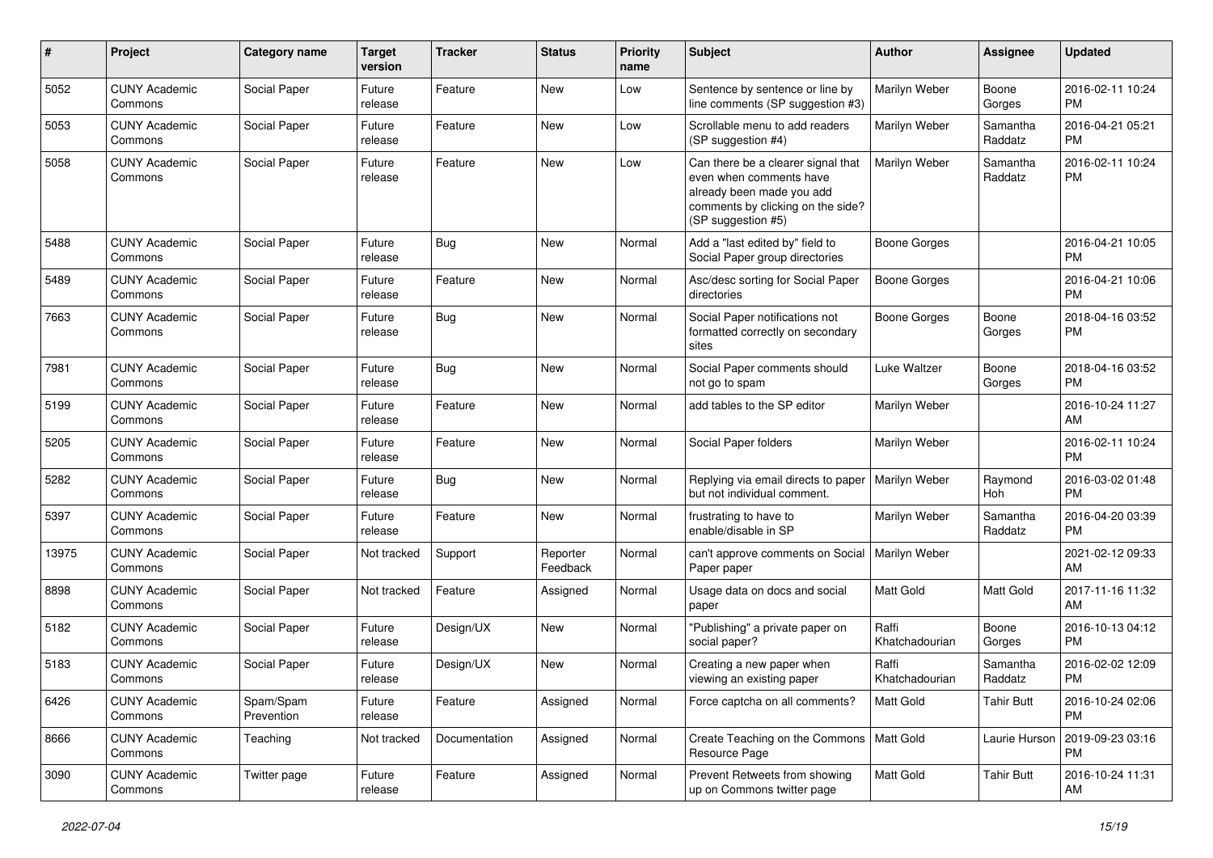| # | Project | Category name | Target version | Tracker | Status | Priority name | Subject | Author | Assignee | Updated |
|---|---|---|---|---|---|---|---|---|---|---|
| 5052 | CUNY Academic Commons | Social Paper | Future release | Feature | New | Low | Sentence by sentence or line by line comments (SP suggestion #3) | Marilyn Weber | Boone Gorges | 2016-02-11 10:24 PM |
| 5053 | CUNY Academic Commons | Social Paper | Future release | Feature | New | Low | Scrollable menu to add readers (SP suggestion #4) | Marilyn Weber | Samantha Raddatz | 2016-04-21 05:21 PM |
| 5058 | CUNY Academic Commons | Social Paper | Future release | Feature | New | Low | Can there be a clearer signal that even when comments have already been made you add comments by clicking on the side? (SP suggestion #5) | Marilyn Weber | Samantha Raddatz | 2016-02-11 10:24 PM |
| 5488 | CUNY Academic Commons | Social Paper | Future release | Bug | New | Normal | Add a "last edited by" field to Social Paper group directories | Boone Gorges | | 2016-04-21 10:05 PM |
| 5489 | CUNY Academic Commons | Social Paper | Future release | Feature | New | Normal | Asc/desc sorting for Social Paper directories | Boone Gorges | | 2016-04-21 10:06 PM |
| 7663 | CUNY Academic Commons | Social Paper | Future release | Bug | New | Normal | Social Paper notifications not formatted correctly on secondary sites | Boone Gorges | Boone Gorges | 2018-04-16 03:52 PM |
| 7981 | CUNY Academic Commons | Social Paper | Future release | Bug | New | Normal | Social Paper comments should not go to spam | Luke Waltzer | Boone Gorges | 2018-04-16 03:52 PM |
| 5199 | CUNY Academic Commons | Social Paper | Future release | Feature | New | Normal | add tables to the SP editor | Marilyn Weber | | 2016-10-24 11:27 AM |
| 5205 | CUNY Academic Commons | Social Paper | Future release | Feature | New | Normal | Social Paper folders | Marilyn Weber | | 2016-02-11 10:24 PM |
| 5282 | CUNY Academic Commons | Social Paper | Future release | Bug | New | Normal | Replying via email directs to paper but not individual comment. | Marilyn Weber | Raymond Hoh | 2016-03-02 01:48 PM |
| 5397 | CUNY Academic Commons | Social Paper | Future release | Feature | New | Normal | frustrating to have to enable/disable in SP | Marilyn Weber | Samantha Raddatz | 2016-04-20 03:39 PM |
| 13975 | CUNY Academic Commons | Social Paper | Not tracked | Support | Reporter Feedback | Normal | can't approve comments on Social Paper paper | Marilyn Weber | | 2021-02-12 09:33 AM |
| 8898 | CUNY Academic Commons | Social Paper | Not tracked | Feature | Assigned | Normal | Usage data on docs and social paper | Matt Gold | Matt Gold | 2017-11-16 11:32 AM |
| 5182 | CUNY Academic Commons | Social Paper | Future release | Design/UX | New | Normal | "Publishing" a private paper on social paper? | Raffi Khatchadourian | Boone Gorges | 2016-10-13 04:12 PM |
| 5183 | CUNY Academic Commons | Social Paper | Future release | Design/UX | New | Normal | Creating a new paper when viewing an existing paper | Raffi Khatchadourian | Samantha Raddatz | 2016-02-02 12:09 PM |
| 6426 | CUNY Academic Commons | Spam/Spam Prevention | Future release | Feature | Assigned | Normal | Force captcha on all comments? | Matt Gold | Tahir Butt | 2016-10-24 02:06 PM |
| 8666 | CUNY Academic Commons | Teaching | Not tracked | Documentation | Assigned | Normal | Create Teaching on the Commons Resource Page | Matt Gold | Laurie Hurson | 2019-09-23 03:16 PM |
| 3090 | CUNY Academic Commons | Twitter page | Future release | Feature | Assigned | Normal | Prevent Retweets from showing up on Commons twitter page | Matt Gold | Tahir Butt | 2016-10-24 11:31 AM |

2022-07-04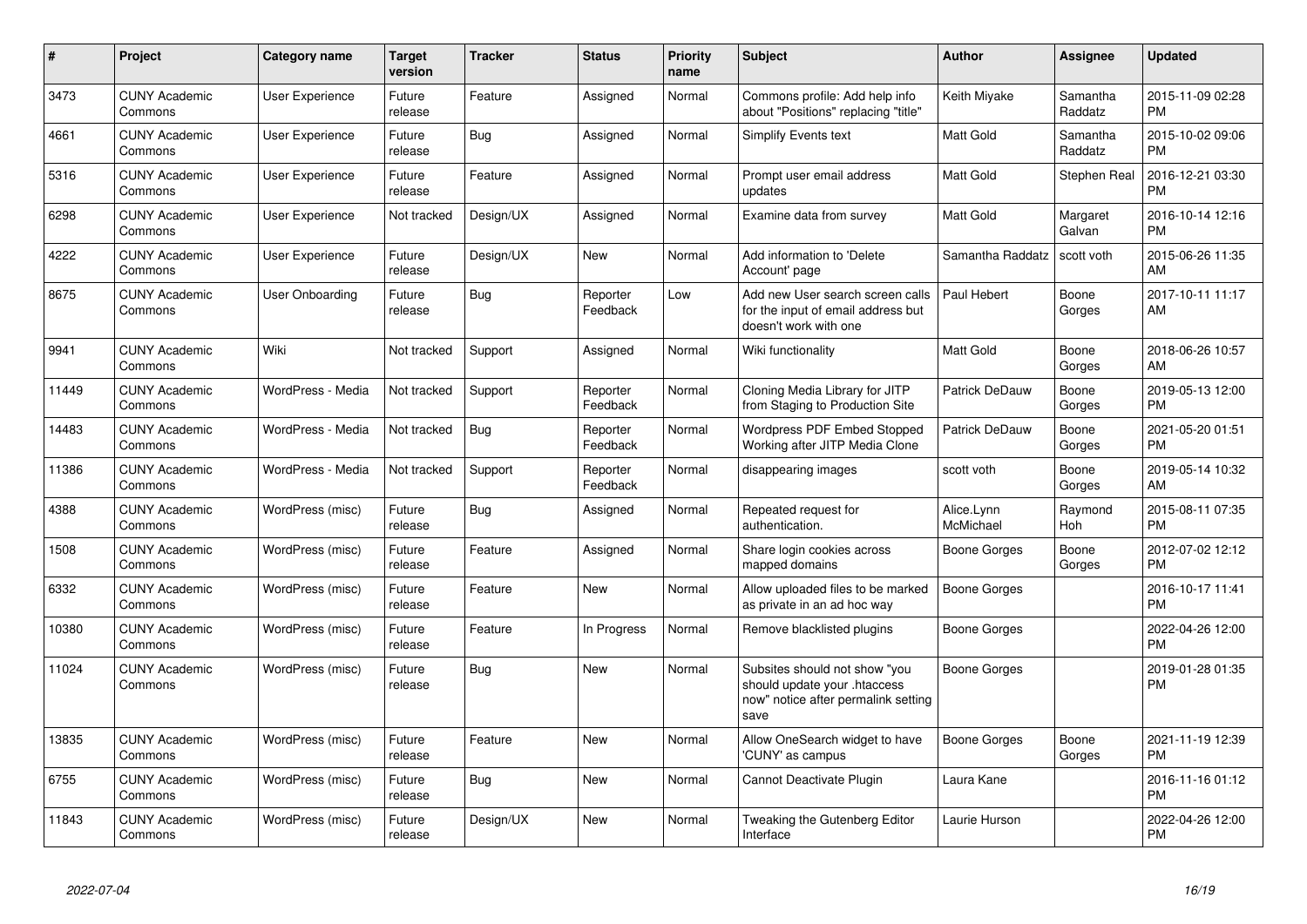| # | Project | Category name | Target version | Tracker | Status | Priority name | Subject | Author | Assignee | Updated |
|---|---|---|---|---|---|---|---|---|---|---|
| 3473 | CUNY Academic Commons | User Experience | Future release | Feature | Assigned | Normal | Commons profile: Add help info about "Positions" replacing "title" | Keith Miyake | Samantha Raddatz | 2015-11-09 02:28 PM |
| 4661 | CUNY Academic Commons | User Experience | Future release | Bug | Assigned | Normal | Simplify Events text | Matt Gold | Samantha Raddatz | 2015-10-02 09:06 PM |
| 5316 | CUNY Academic Commons | User Experience | Future release | Feature | Assigned | Normal | Prompt user email address updates | Matt Gold | Stephen Real | 2016-12-21 03:30 PM |
| 6298 | CUNY Academic Commons | User Experience | Not tracked | Design/UX | Assigned | Normal | Examine data from survey | Matt Gold | Margaret Galvan | 2016-10-14 12:16 PM |
| 4222 | CUNY Academic Commons | User Experience | Future release | Design/UX | New | Normal | Add information to 'Delete Account' page | Samantha Raddatz | scott voth | 2015-06-26 11:35 AM |
| 8675 | CUNY Academic Commons | User Onboarding | Future release | Bug | Reporter Feedback | Low | Add new User search screen calls for the input of email address but doesn't work with one | Paul Hebert | Boone Gorges | 2017-10-11 11:17 AM |
| 9941 | CUNY Academic Commons | Wiki | Not tracked | Support | Assigned | Normal | Wiki functionality | Matt Gold | Boone Gorges | 2018-06-26 10:57 AM |
| 11449 | CUNY Academic Commons | WordPress - Media | Not tracked | Support | Reporter Feedback | Normal | Cloning Media Library for JITP from Staging to Production Site | Patrick DeDauw | Boone Gorges | 2019-05-13 12:00 PM |
| 14483 | CUNY Academic Commons | WordPress - Media | Not tracked | Bug | Reporter Feedback | Normal | Wordpress PDF Embed Stopped Working after JITP Media Clone | Patrick DeDauw | Boone Gorges | 2021-05-20 01:51 PM |
| 11386 | CUNY Academic Commons | WordPress - Media | Not tracked | Support | Reporter Feedback | Normal | disappearing images | scott voth | Boone Gorges | 2019-05-14 10:32 AM |
| 4388 | CUNY Academic Commons | WordPress (misc) | Future release | Bug | Assigned | Normal | Repeated request for authentication. | Alice.Lynn McMichael | Raymond Hoh | 2015-08-11 07:35 PM |
| 1508 | CUNY Academic Commons | WordPress (misc) | Future release | Feature | Assigned | Normal | Share login cookies across mapped domains | Boone Gorges | Boone Gorges | 2012-07-02 12:12 PM |
| 6332 | CUNY Academic Commons | WordPress (misc) | Future release | Feature | New | Normal | Allow uploaded files to be marked as private in an ad hoc way | Boone Gorges | | 2016-10-17 11:41 PM |
| 10380 | CUNY Academic Commons | WordPress (misc) | Future release | Feature | In Progress | Normal | Remove blacklisted plugins | Boone Gorges | | 2022-04-26 12:00 PM |
| 11024 | CUNY Academic Commons | WordPress (misc) | Future release | Bug | New | Normal | Subsites should not show "you should update your .htaccess now" notice after permalink setting save | Boone Gorges | | 2019-01-28 01:35 PM |
| 13835 | CUNY Academic Commons | WordPress (misc) | Future release | Feature | New | Normal | Allow OneSearch widget to have 'CUNY' as campus | Boone Gorges | Boone Gorges | 2021-11-19 12:39 PM |
| 6755 | CUNY Academic Commons | WordPress (misc) | Future release | Bug | New | Normal | Cannot Deactivate Plugin | Laura Kane | | 2016-11-16 01:12 PM |
| 11843 | CUNY Academic Commons | WordPress (misc) | Future release | Design/UX | New | Normal | Tweaking the Gutenberg Editor Interface | Laurie Hurson | | 2022-04-26 12:00 PM |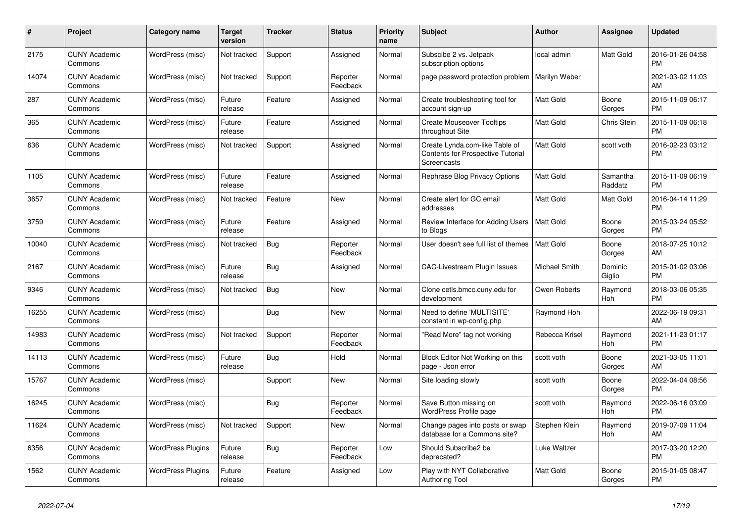| # | Project | Category name | Target version | Tracker | Status | Priority name | Subject | Author | Assignee | Updated |
|---|---|---|---|---|---|---|---|---|---|---|
| 2175 | CUNY Academic Commons | WordPress (misc) | Not tracked | Support | Assigned | Normal | Subscibe 2 vs. Jetpack subscription options | local admin | Matt Gold | 2016-01-26 04:58 PM |
| 14074 | CUNY Academic Commons | WordPress (misc) | Not tracked | Support | Reporter Feedback | Normal | page password protection problem | Marilyn Weber | | 2021-03-02 11:03 AM |
| 287 | CUNY Academic Commons | WordPress (misc) | Future release | Feature | Assigned | Normal | Create troubleshooting tool for account sign-up | Matt Gold | Boone Gorges | 2015-11-09 06:17 PM |
| 365 | CUNY Academic Commons | WordPress (misc) | Future release | Feature | Assigned | Normal | Create Mouseover Tooltips throughout Site | Matt Gold | Chris Stein | 2015-11-09 06:18 PM |
| 636 | CUNY Academic Commons | WordPress (misc) | Not tracked | Support | Assigned | Normal | Create Lynda.com-like Table of Contents for Prospective Tutorial Screencasts | Matt Gold | scott voth | 2016-02-23 03:12 PM |
| 1105 | CUNY Academic Commons | WordPress (misc) | Future release | Feature | Assigned | Normal | Rephrase Blog Privacy Options | Matt Gold | Samantha Raddatz | 2015-11-09 06:19 PM |
| 3657 | CUNY Academic Commons | WordPress (misc) | Not tracked | Feature | New | Normal | Create alert for GC email addresses | Matt Gold | Matt Gold | 2016-04-14 11:29 PM |
| 3759 | CUNY Academic Commons | WordPress (misc) | Future release | Feature | Assigned | Normal | Review Interface for Adding Users to Blogs | Matt Gold | Boone Gorges | 2015-03-24 05:52 PM |
| 10040 | CUNY Academic Commons | WordPress (misc) | Not tracked | Bug | Reporter Feedback | Normal | User doesn't see full list of themes | Matt Gold | Boone Gorges | 2018-07-25 10:12 AM |
| 2167 | CUNY Academic Commons | WordPress (misc) | Future release | Bug | Assigned | Normal | CAC-Livestream Plugin Issues | Michael Smith | Dominic Giglio | 2015-01-02 03:06 PM |
| 9346 | CUNY Academic Commons | WordPress (misc) | Not tracked | Bug | New | Normal | Clone cetls.bmcc.cuny.edu for development | Owen Roberts | Raymond Hoh | 2018-03-06 05:35 PM |
| 16255 | CUNY Academic Commons | WordPress (misc) | | Bug | New | Normal | Need to define 'MULTISITE' constant in wp-config.php | Raymond Hoh | | 2022-06-19 09:31 AM |
| 14983 | CUNY Academic Commons | WordPress (misc) | Not tracked | Support | Reporter Feedback | Normal | "Read More" tag not working | Rebecca Krisel | Raymond Hoh | 2021-11-23 01:17 PM |
| 14113 | CUNY Academic Commons | WordPress (misc) | Future release | Bug | Hold | Normal | Block Editor Not Working on this page - Json error | scott voth | Boone Gorges | 2021-03-05 11:01 AM |
| 15767 | CUNY Academic Commons | WordPress (misc) | | Support | New | Normal | Site loading slowly | scott voth | Boone Gorges | 2022-04-04 08:56 PM |
| 16245 | CUNY Academic Commons | WordPress (misc) | | Bug | Reporter Feedback | Normal | Save Button missing on WordPress Profile page | scott voth | Raymond Hoh | 2022-06-16 03:09 PM |
| 11624 | CUNY Academic Commons | WordPress (misc) | Not tracked | Support | New | Normal | Change pages into posts or swap database for a Commons site? | Stephen Klein | Raymond Hoh | 2019-07-09 11:04 AM |
| 6356 | CUNY Academic Commons | WordPress Plugins | Future release | Bug | Reporter Feedback | Low | Should Subscribe2 be deprecated? | Luke Waltzer | | 2017-03-20 12:20 PM |
| 1562 | CUNY Academic Commons | WordPress Plugins | Future release | Feature | Assigned | Low | Play with NYT Collaborative Authoring Tool | Matt Gold | Boone Gorges | 2015-01-05 08:47 PM |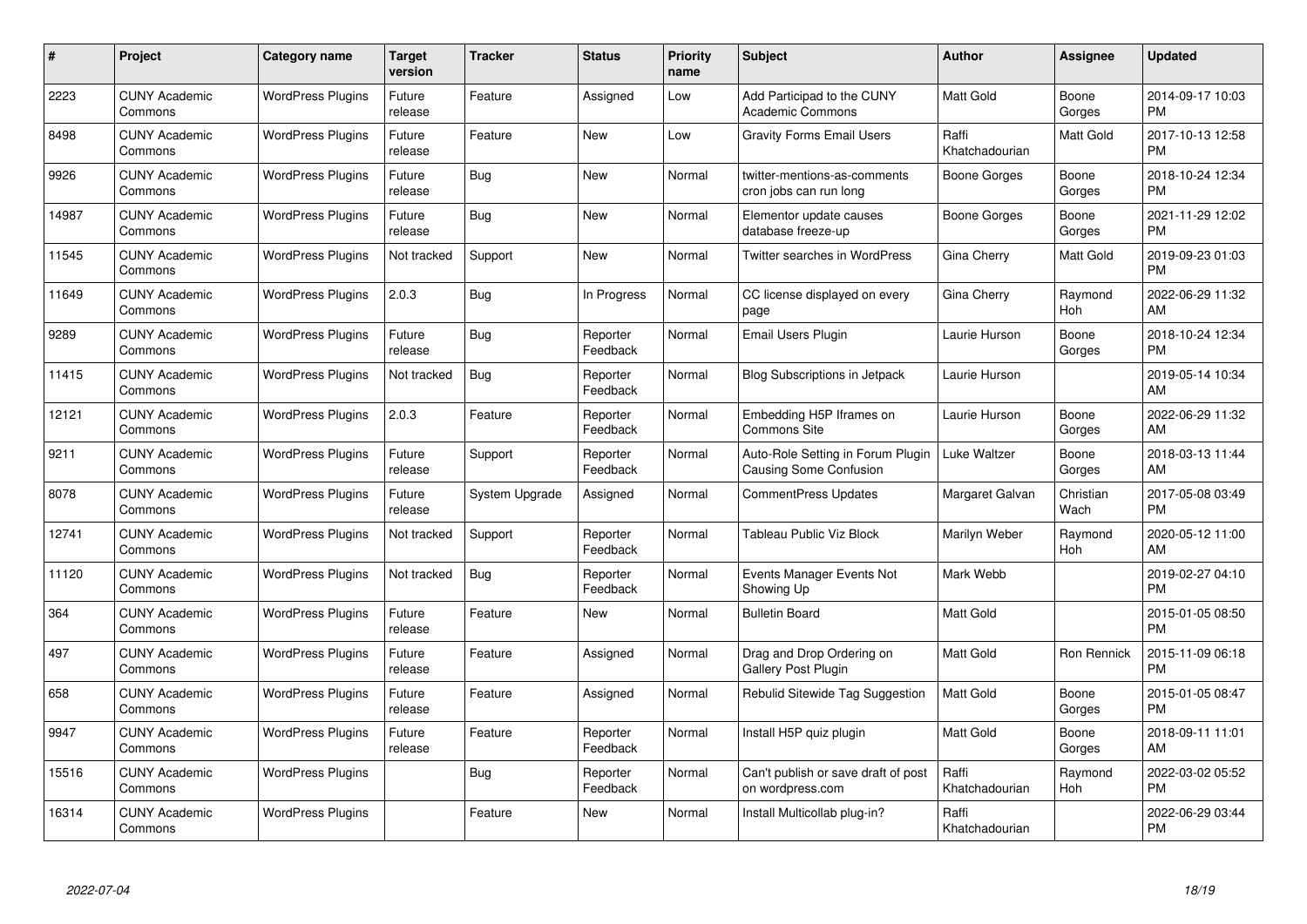| # | Project | Category name | Target version | Tracker | Status | Priority name | Subject | Author | Assignee | Updated |
|---|---|---|---|---|---|---|---|---|---|---|
| 2223 | CUNY Academic Commons | WordPress Plugins | Future release | Feature | Assigned | Low | Add Participad to the CUNY Academic Commons | Matt Gold | Boone Gorges | 2014-09-17 10:03 PM |
| 8498 | CUNY Academic Commons | WordPress Plugins | Future release | Feature | New | Low | Gravity Forms Email Users | Raffi Khatchadourian | Matt Gold | 2017-10-13 12:58 PM |
| 9926 | CUNY Academic Commons | WordPress Plugins | Future release | Bug | New | Normal | twitter-mentions-as-comments cron jobs can run long | Boone Gorges | Boone Gorges | 2018-10-24 12:34 PM |
| 14987 | CUNY Academic Commons | WordPress Plugins | Future release | Bug | New | Normal | Elementor update causes database freeze-up | Boone Gorges | Boone Gorges | 2021-11-29 12:02 PM |
| 11545 | CUNY Academic Commons | WordPress Plugins | Not tracked | Support | New | Normal | Twitter searches in WordPress | Gina Cherry | Matt Gold | 2019-09-23 01:03 PM |
| 11649 | CUNY Academic Commons | WordPress Plugins | 2.0.3 | Bug | In Progress | Normal | CC license displayed on every page | Gina Cherry | Raymond Hoh | 2022-06-29 11:32 AM |
| 9289 | CUNY Academic Commons | WordPress Plugins | Future release | Bug | Reporter Feedback | Normal | Email Users Plugin | Laurie Hurson | Boone Gorges | 2018-10-24 12:34 PM |
| 11415 | CUNY Academic Commons | WordPress Plugins | Not tracked | Bug | Reporter Feedback | Normal | Blog Subscriptions in Jetpack | Laurie Hurson | | 2019-05-14 10:34 AM |
| 12121 | CUNY Academic Commons | WordPress Plugins | 2.0.3 | Feature | Reporter Feedback | Normal | Embedding H5P Iframes on Commons Site | Laurie Hurson | Boone Gorges | 2022-06-29 11:32 AM |
| 9211 | CUNY Academic Commons | WordPress Plugins | Future release | Support | Reporter Feedback | Normal | Auto-Role Setting in Forum Plugin Causing Some Confusion | Luke Waltzer | Boone Gorges | 2018-03-13 11:44 AM |
| 8078 | CUNY Academic Commons | WordPress Plugins | Future release | System Upgrade | Assigned | Normal | CommentPress Updates | Margaret Galvan | Christian Wach | 2017-05-08 03:49 PM |
| 12741 | CUNY Academic Commons | WordPress Plugins | Not tracked | Support | Reporter Feedback | Normal | Tableau Public Viz Block | Marilyn Weber | Raymond Hoh | 2020-05-12 11:00 AM |
| 11120 | CUNY Academic Commons | WordPress Plugins | Not tracked | Bug | Reporter Feedback | Normal | Events Manager Events Not Showing Up | Mark Webb | | 2019-02-27 04:10 PM |
| 364 | CUNY Academic Commons | WordPress Plugins | Future release | Feature | New | Normal | Bulletin Board | Matt Gold | | 2015-01-05 08:50 PM |
| 497 | CUNY Academic Commons | WordPress Plugins | Future release | Feature | Assigned | Normal | Drag and Drop Ordering on Gallery Post Plugin | Matt Gold | Ron Rennick | 2015-11-09 06:18 PM |
| 658 | CUNY Academic Commons | WordPress Plugins | Future release | Feature | Assigned | Normal | Rebulid Sitewide Tag Suggestion | Matt Gold | Boone Gorges | 2015-01-05 08:47 PM |
| 9947 | CUNY Academic Commons | WordPress Plugins | Future release | Feature | Reporter Feedback | Normal | Install H5P quiz plugin | Matt Gold | Boone Gorges | 2018-09-11 11:01 AM |
| 15516 | CUNY Academic Commons | WordPress Plugins | | Bug | Reporter Feedback | Normal | Can't publish or save draft of post on wordpress.com | Raffi Khatchadourian | Raymond Hoh | 2022-03-02 05:52 PM |
| 16314 | CUNY Academic Commons | WordPress Plugins | | Feature | New | Normal | Install Multicollab plug-in? | Raffi Khatchadourian | | 2022-06-29 03:44 PM |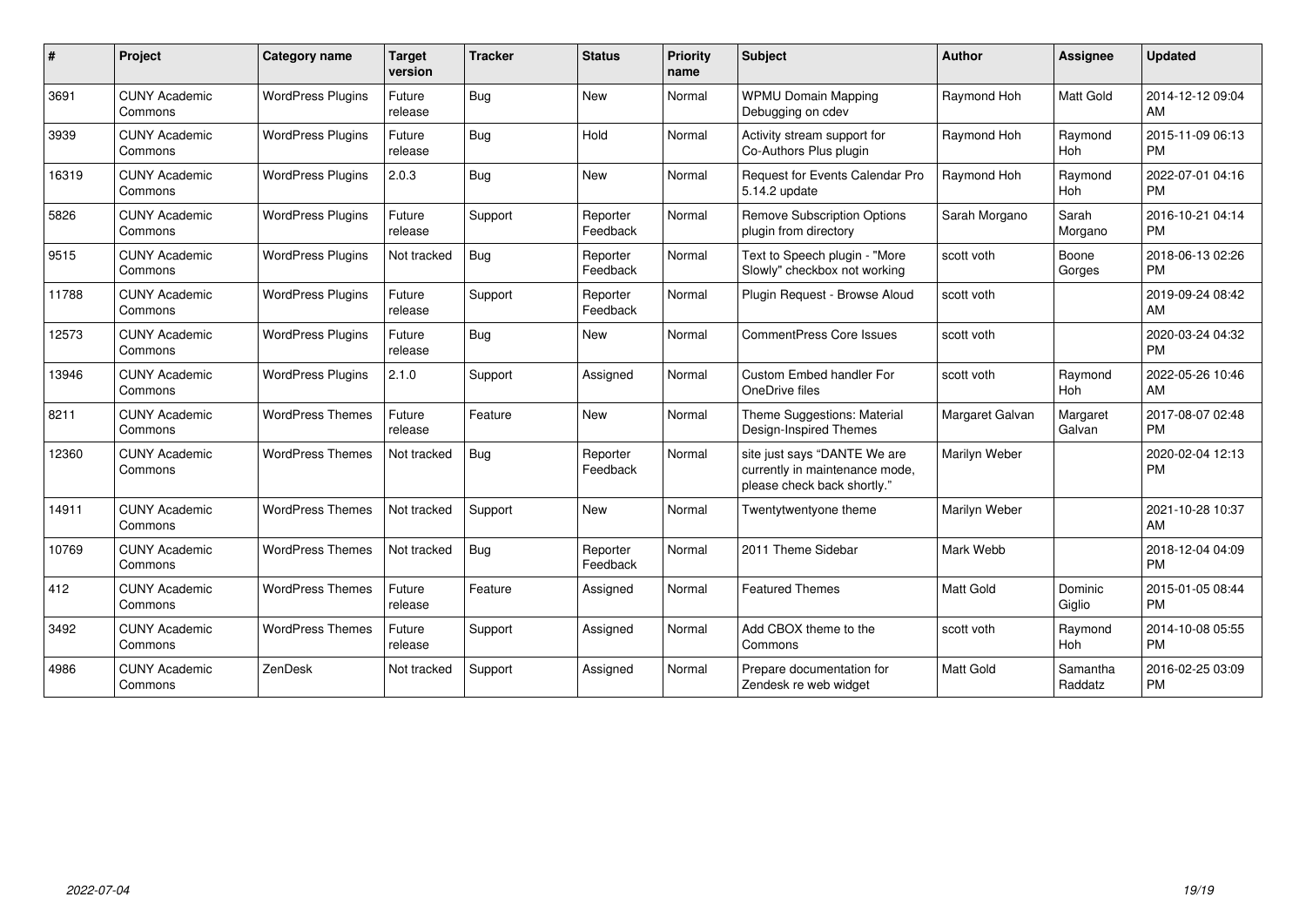| # | Project | Category name | Target version | Tracker | Status | Priority name | Subject | Author | Assignee | Updated |
|---|---|---|---|---|---|---|---|---|---|---|
| 3691 | CUNY Academic Commons | WordPress Plugins | Future release | Bug | New | Normal | WPMU Domain Mapping Debugging on cdev | Raymond Hoh | Matt Gold | 2014-12-12 09:04 AM |
| 3939 | CUNY Academic Commons | WordPress Plugins | Future release | Bug | Hold | Normal | Activity stream support for Co-Authors Plus plugin | Raymond Hoh | Raymond Hoh | 2015-11-09 06:13 PM |
| 16319 | CUNY Academic Commons | WordPress Plugins | 2.0.3 | Bug | New | Normal | Request for Events Calendar Pro 5.14.2 update | Raymond Hoh | Raymond Hoh | 2022-07-01 04:16 PM |
| 5826 | CUNY Academic Commons | WordPress Plugins | Future release | Support | Reporter Feedback | Normal | Remove Subscription Options plugin from directory | Sarah Morgano | Sarah Morgano | 2016-10-21 04:14 PM |
| 9515 | CUNY Academic Commons | WordPress Plugins | Not tracked | Bug | Reporter Feedback | Normal | Text to Speech plugin - "More Slowly" checkbox not working | scott voth | Boone Gorges | 2018-06-13 02:26 PM |
| 11788 | CUNY Academic Commons | WordPress Plugins | Future release | Support | Reporter Feedback | Normal | Plugin Request - Browse Aloud | scott voth | | 2019-09-24 08:42 AM |
| 12573 | CUNY Academic Commons | WordPress Plugins | Future release | Bug | New | Normal | CommentPress Core Issues | scott voth | | 2020-03-24 04:32 PM |
| 13946 | CUNY Academic Commons | WordPress Plugins | 2.1.0 | Support | Assigned | Normal | Custom Embed handler For OneDrive files | scott voth | Raymond Hoh | 2022-05-26 10:46 AM |
| 8211 | CUNY Academic Commons | WordPress Themes | Future release | Feature | New | Normal | Theme Suggestions: Material Design-Inspired Themes | Margaret Galvan | Margaret Galvan | 2017-08-07 02:48 PM |
| 12360 | CUNY Academic Commons | WordPress Themes | Not tracked | Bug | Reporter Feedback | Normal | site just says "DANTE We are currently in maintenance mode, please check back shortly." | Marilyn Weber | | 2020-02-04 12:13 PM |
| 14911 | CUNY Academic Commons | WordPress Themes | Not tracked | Support | New | Normal | Twentytwentyone theme | Marilyn Weber | | 2021-10-28 10:37 AM |
| 10769 | CUNY Academic Commons | WordPress Themes | Not tracked | Bug | Reporter Feedback | Normal | 2011 Theme Sidebar | Mark Webb | | 2018-12-04 04:09 PM |
| 412 | CUNY Academic Commons | WordPress Themes | Future release | Feature | Assigned | Normal | Featured Themes | Matt Gold | Dominic Giglio | 2015-01-05 08:44 PM |
| 3492 | CUNY Academic Commons | WordPress Themes | Future release | Support | Assigned | Normal | Add CBOX theme to the Commons | scott voth | Raymond Hoh | 2014-10-08 05:55 PM |
| 4986 | CUNY Academic Commons | ZenDesk | Not tracked | Support | Assigned | Normal | Prepare documentation for Zendesk re web widget | Matt Gold | Samantha Raddatz | 2016-02-25 03:09 PM |